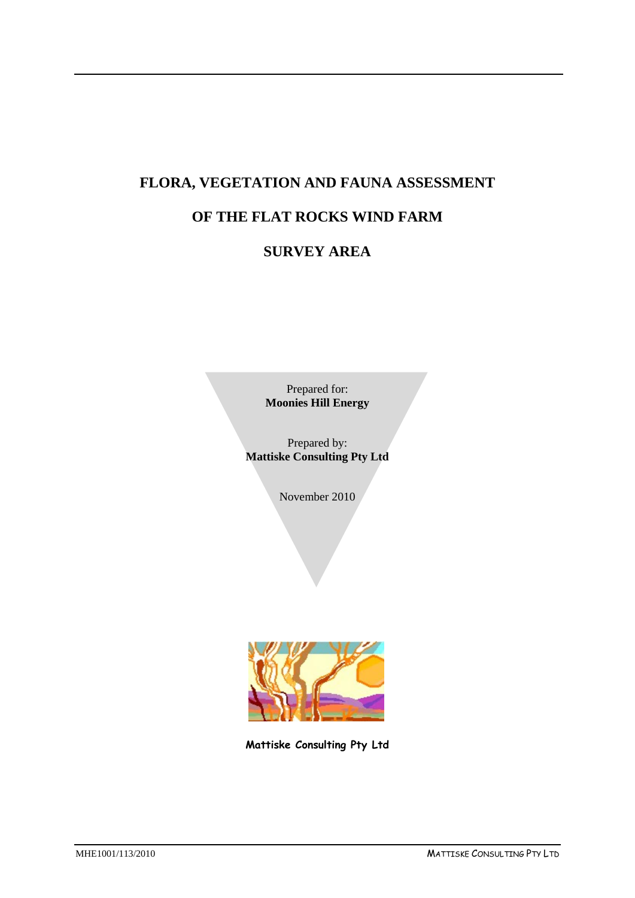# FLORA, VEGETATION AND FAUNA ASSESSMENT

# OF THE FLAT ROCKS WIND FARM

# SURVEY AREA

Prepared for:
**Moonies Hill Energy**

Prepared by:
**Mattiske Consulting Pty Ltd**

November 2010

**Mattiske Consulting Pty Ltd**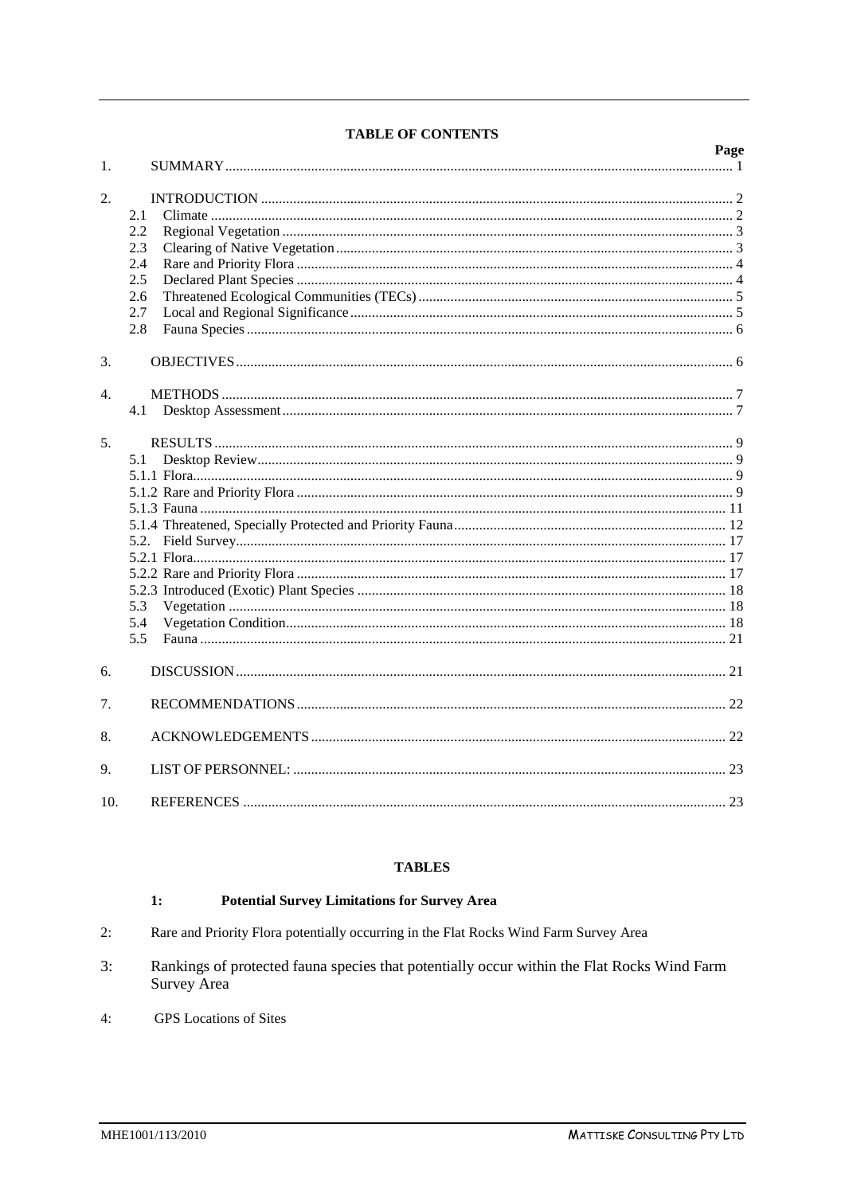## TABLE OF CONTENTS

| | | Page |
|---|---|---|
| 1. | SUMMARY | 1 |
| 2. | INTRODUCTION | 2 |
| | 2.1 Climate | 2 |
| | 2.2 Regional Vegetation | 3 |
| | 2.3 Clearing of Native Vegetation | 3 |
| | 2.4 Rare and Priority Flora | 4 |
| | 2.5 Declared Plant Species | 4 |
| | 2.6 Threatened Ecological Communities (TECs) | 5 |
| | 2.7 Local and Regional Significance | 5 |
| | 2.8 Fauna Species | 6 |
| 3. | OBJECTIVES | 6 |
| 4. | METHODS | 7 |
| | 4.1 Desktop Assessment | 7 |
| 5. | RESULTS | 9 |
| | 5.1 Desktop Review | 9 |
| | 5.1.1 Flora | 9 |
| | 5.1.2 Rare and Priority Flora | 9 |
| | 5.1.3 Fauna | 11 |
| | 5.1.4 Threatened, Specially Protected and Priority Fauna | 12 |
| | 5.2. Field Survey | 17 |
| | 5.2.1 Flora | 17 |
| | 5.2.2 Rare and Priority Flora | 17 |
| | 5.2.3 Introduced (Exotic) Plant Species | 18 |
| | 5.3 Vegetation | 18 |
| | 5.4 Vegetation Condition | 18 |
| | 5.5 Fauna | 21 |
| 6. | DISCUSSION | 21 |
| 7. | RECOMMENDATIONS | 22 |
| 8. | ACKNOWLEDGEMENTS | 22 |
| 9. | LIST OF PERSONNEL: | 23 |
| 10. | REFERENCES | 23 |

## TABLES

**1: Potential Survey Limitations for Survey Area**

2: Rare and Priority Flora potentially occurring in the Flat Rocks Wind Farm Survey Area

3: Rankings of protected fauna species that potentially occur within the Flat Rocks Wind Farm Survey Area

4: GPS Locations of Sites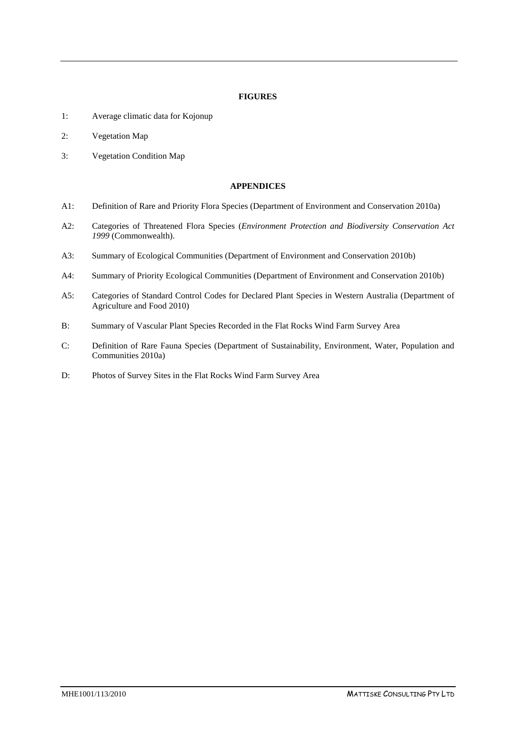## FIGURES

1: Average climatic data for Kojonup

2: Vegetation Map

3: Vegetation Condition Map

## APPENDICES

A1: Definition of Rare and Priority Flora Species (Department of Environment and Conservation 2010a)

A2: Categories of Threatened Flora Species (*Environment Protection and Biodiversity Conservation Act 1999* (Commonwealth).

A3: Summary of Ecological Communities (Department of Environment and Conservation 2010b)

A4: Summary of Priority Ecological Communities (Department of Environment and Conservation 2010b)

A5: Categories of Standard Control Codes for Declared Plant Species in Western Australia (Department of Agriculture and Food 2010)

B: Summary of Vascular Plant Species Recorded in the Flat Rocks Wind Farm Survey Area

C: Definition of Rare Fauna Species (Department of Sustainability, Environment, Water, Population and Communities 2010a)

D: Photos of Survey Sites in the Flat Rocks Wind Farm Survey Area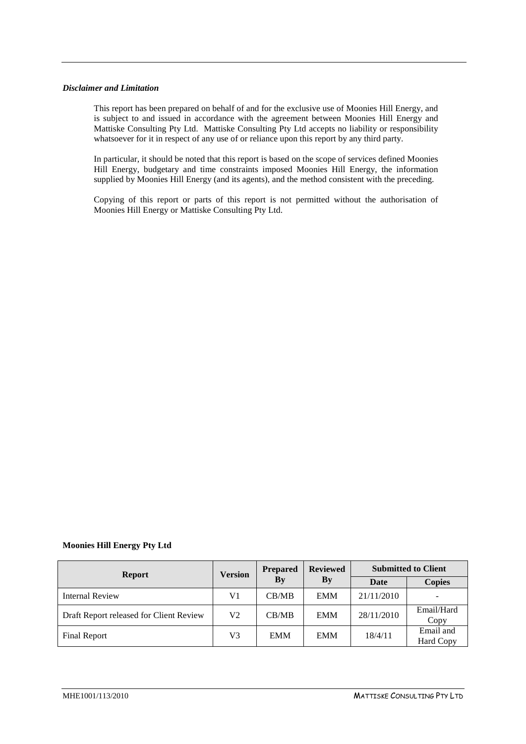***Disclaimer and Limitation***

This report has been prepared on behalf of and for the exclusive use of Moonies Hill Energy, and is subject to and issued in accordance with the agreement between Moonies Hill Energy and Mattiske Consulting Pty Ltd. Mattiske Consulting Pty Ltd accepts no liability or responsibility whatsoever for it in respect of any use of or reliance upon this report by any third party.

In particular, it should be noted that this report is based on the scope of services defined Moonies Hill Energy, budgetary and time constraints imposed Moonies Hill Energy, the information supplied by Moonies Hill Energy (and its agents), and the method consistent with the preceding.

Copying of this report or parts of this report is not permitted without the authorisation of Moonies Hill Energy or Mattiske Consulting Pty Ltd.

**Moonies Hill Energy Pty Ltd**

| Report | Version | Prepared By | Reviewed By | Submitted to Client | |
|---|---|---|---|---|---|
| | | | | Date | Copies |
| Internal Review | V1 | CB/MB | EMM | 21/11/2010 | - |
| Draft Report released for Client Review | V2 | CB/MB | EMM | 28/11/2010 | Email/Hard Copy |
| Final Report | V3 | EMM | EMM | 18/4/11 | Email and Hard Copy |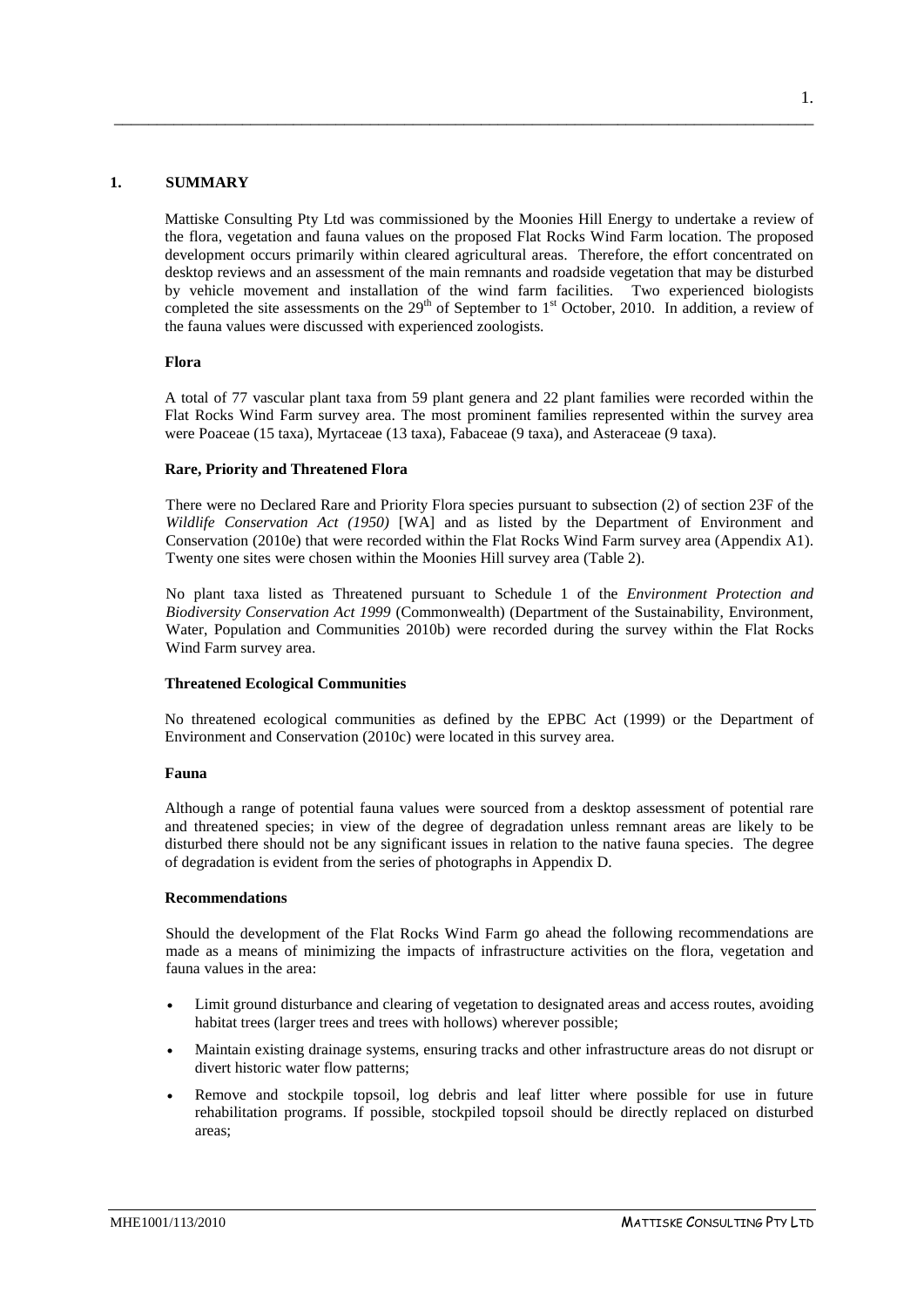# 1. SUMMARY

Mattiske Consulting Pty Ltd was commissioned by the Moonies Hill Energy to undertake a review of the flora, vegetation and fauna values on the proposed Flat Rocks Wind Farm location. The proposed development occurs primarily within cleared agricultural areas. Therefore, the effort concentrated on desktop reviews and an assessment of the main remnants and roadside vegetation that may be disturbed by vehicle movement and installation of the wind farm facilities. Two experienced biologists completed the site assessments on the 29th of September to 1st October, 2010. In addition, a review of the fauna values were discussed with experienced zoologists.

### Flora

A total of 77 vascular plant taxa from 59 plant genera and 22 plant families were recorded within the Flat Rocks Wind Farm survey area. The most prominent families represented within the survey area were Poaceae (15 taxa), Myrtaceae (13 taxa), Fabaceae (9 taxa), and Asteraceae (9 taxa).

### Rare, Priority and Threatened Flora

There were no Declared Rare and Priority Flora species pursuant to subsection (2) of section 23F of the *Wildlife Conservation Act (1950)* [WA] and as listed by the Department of Environment and Conservation (2010e) that were recorded within the Flat Rocks Wind Farm survey area (Appendix A1). Twenty one sites were chosen within the Moonies Hill survey area (Table 2).

No plant taxa listed as Threatened pursuant to Schedule 1 of the *Environment Protection and Biodiversity Conservation Act 1999* (Commonwealth) (Department of the Sustainability, Environment, Water, Population and Communities 2010b) were recorded during the survey within the Flat Rocks Wind Farm survey area.

### Threatened Ecological Communities

No threatened ecological communities as defined by the EPBC Act (1999) or the Department of Environment and Conservation (2010c) were located in this survey area.

### Fauna

Although a range of potential fauna values were sourced from a desktop assessment of potential rare and threatened species; in view of the degree of degradation unless remnant areas are likely to be disturbed there should not be any significant issues in relation to the native fauna species. The degree of degradation is evident from the series of photographs in Appendix D.

### Recommendations

Should the development of the Flat Rocks Wind Farm go ahead the following recommendations are made as a means of minimizing the impacts of infrastructure activities on the flora, vegetation and fauna values in the area:

- Limit ground disturbance and clearing of vegetation to designated areas and access routes, avoiding habitat trees (larger trees and trees with hollows) wherever possible;
- Maintain existing drainage systems, ensuring tracks and other infrastructure areas do not disrupt or divert historic water flow patterns;
- Remove and stockpile topsoil, log debris and leaf litter where possible for use in future rehabilitation programs. If possible, stockpiled topsoil should be directly replaced on disturbed areas;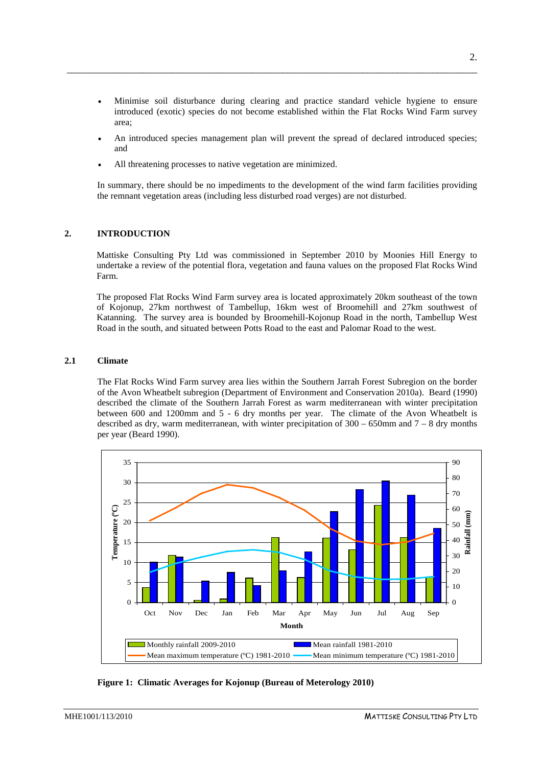- Minimise soil disturbance during clearing and practice standard vehicle hygiene to ensure introduced (exotic) species do not become established within the Flat Rocks Wind Farm survey area;
- An introduced species management plan will prevent the spread of declared introduced species; and
- All threatening processes to native vegetation are minimized.

In summary, there should be no impediments to the development of the wind farm facilities providing the remnant vegetation areas (including less disturbed road verges) are not disturbed.

## 2. INTRODUCTION

Mattiske Consulting Pty Ltd was commissioned in September 2010 by Moonies Hill Energy to undertake a review of the potential flora, vegetation and fauna values on the proposed Flat Rocks Wind Farm.

The proposed Flat Rocks Wind Farm survey area is located approximately 20km southeast of the town of Kojonup, 27km northwest of Tambellup, 16km west of Broomehill and 27km southwest of Katanning. The survey area is bounded by Broomehill-Kojonup Road in the north, Tambellup West Road in the south, and situated between Potts Road to the east and Palomar Road to the west.

### 2.1 Climate

The Flat Rocks Wind Farm survey area lies within the Southern Jarrah Forest Subregion on the border of the Avon Wheatbelt subregion (Department of Environment and Conservation 2010a). Beard (1990) described the climate of the Southern Jarrah Forest as warm mediterranean with winter precipitation between 600 and 1200mm and 5 - 6 dry months per year. The climate of the Avon Wheatbelt is described as dry, warm mediterranean, with winter precipitation of 300 – 650mm and 7 – 8 dry months per year (Beard 1990).

**Figure 1: Climatic Averages for Kojonup (Bureau of Meterology 2010)**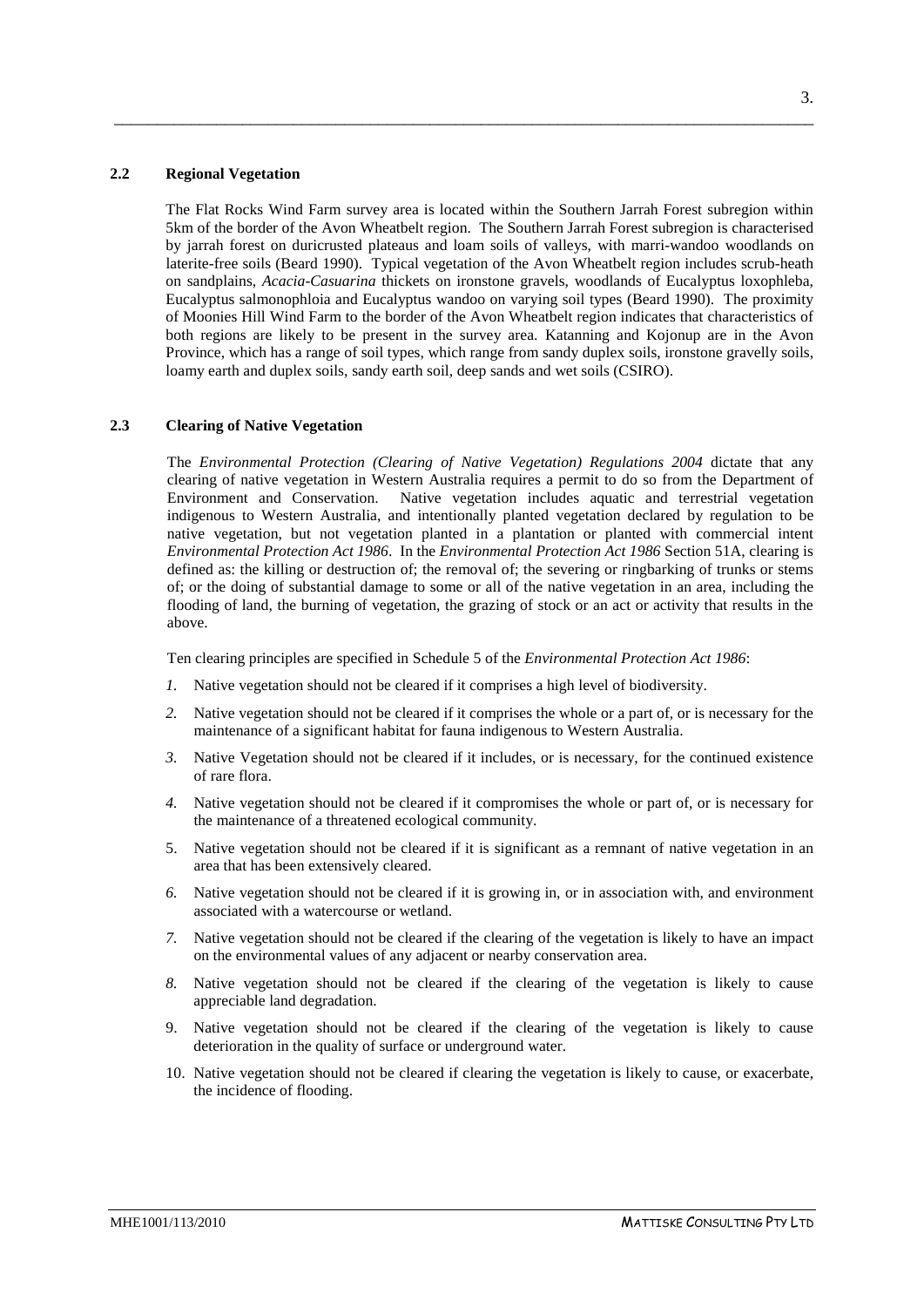## 2.2 Regional Vegetation

The Flat Rocks Wind Farm survey area is located within the Southern Jarrah Forest subregion within 5km of the border of the Avon Wheatbelt region. The Southern Jarrah Forest subregion is characterised by jarrah forest on duricrusted plateaus and loam soils of valleys, with marri-wandoo woodlands on laterite-free soils (Beard 1990). Typical vegetation of the Avon Wheatbelt region includes scrub-heath on sandplains, *Acacia-Casuarina* thickets on ironstone gravels, woodlands of Eucalyptus loxophleba, Eucalyptus salmonophloia and Eucalyptus wandoo on varying soil types (Beard 1990). The proximity of Moonies Hill Wind Farm to the border of the Avon Wheatbelt region indicates that characteristics of both regions are likely to be present in the survey area. Katanning and Kojonup are in the Avon Province, which has a range of soil types, which range from sandy duplex soils, ironstone gravelly soils, loamy earth and duplex soils, sandy earth soil, deep sands and wet soils (CSIRO).

## 2.3 Clearing of Native Vegetation

The *Environmental Protection (Clearing of Native Vegetation) Regulations 2004* dictate that any clearing of native vegetation in Western Australia requires a permit to do so from the Department of Environment and Conservation. Native vegetation includes aquatic and terrestrial vegetation indigenous to Western Australia, and intentionally planted vegetation declared by regulation to be native vegetation, but not vegetation planted in a plantation or planted with commercial intent *Environmental Protection Act 1986*. In the *Environmental Protection Act 1986* Section 51A, clearing is defined as: the killing or destruction of; the removal of; the severing or ringbarking of trunks or stems of; or the doing of substantial damage to some or all of the native vegetation in an area, including the flooding of land, the burning of vegetation, the grazing of stock or an act or activity that results in the above.

Ten clearing principles are specified in Schedule 5 of the *Environmental Protection Act 1986*:

1. Native vegetation should not be cleared if it comprises a high level of biodiversity.
2. Native vegetation should not be cleared if it comprises the whole or a part of, or is necessary for the maintenance of a significant habitat for fauna indigenous to Western Australia.
3. Native Vegetation should not be cleared if it includes, or is necessary, for the continued existence of rare flora.
4. Native vegetation should not be cleared if it compromises the whole or part of, or is necessary for the maintenance of a threatened ecological community.
5. Native vegetation should not be cleared if it is significant as a remnant of native vegetation in an area that has been extensively cleared.
6. Native vegetation should not be cleared if it is growing in, or in association with, and environment associated with a watercourse or wetland.
7. Native vegetation should not be cleared if the clearing of the vegetation is likely to have an impact on the environmental values of any adjacent or nearby conservation area.
8. Native vegetation should not be cleared if the clearing of the vegetation is likely to cause appreciable land degradation.
9. Native vegetation should not be cleared if the clearing of the vegetation is likely to cause deterioration in the quality of surface or underground water.
10. Native vegetation should not be cleared if clearing the vegetation is likely to cause, or exacerbate, the incidence of flooding.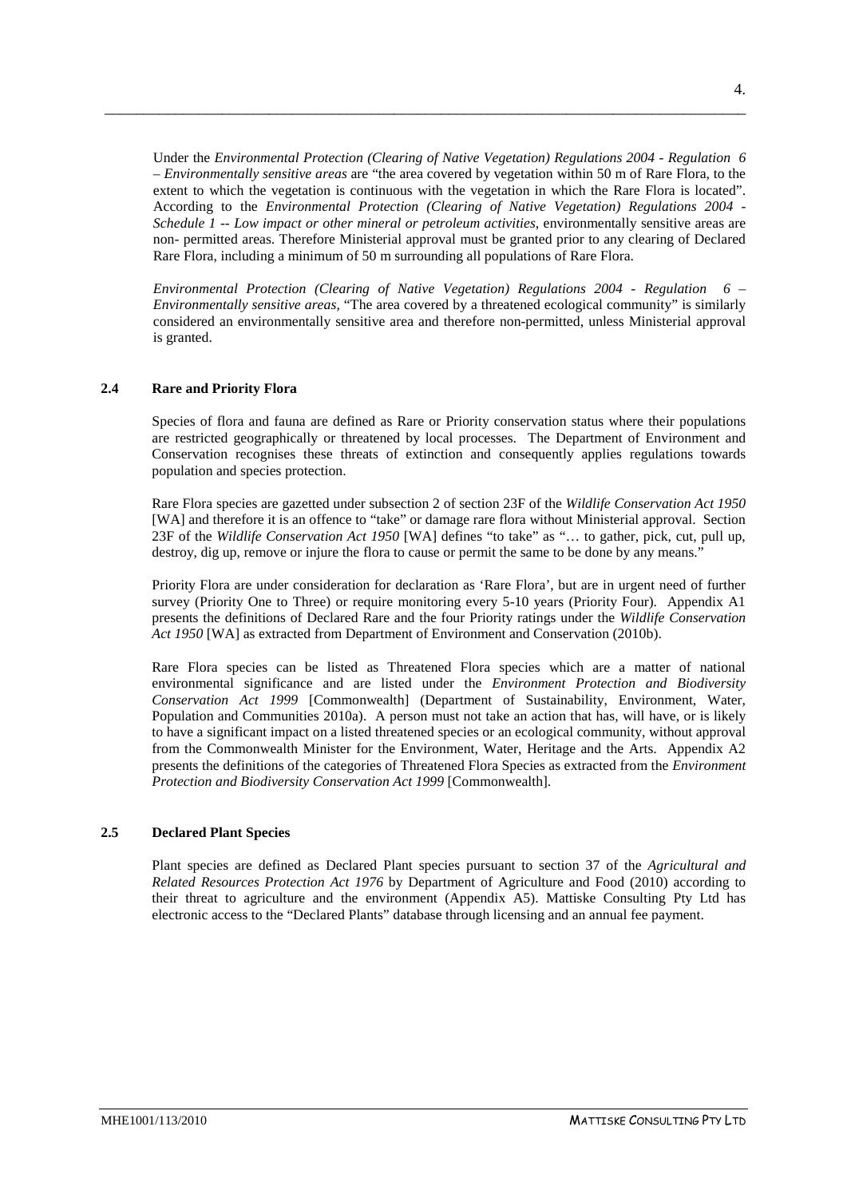Under the *Environmental Protection (Clearing of Native Vegetation) Regulations 2004 - Regulation 6 – Environmentally sensitive areas* are "the area covered by vegetation within 50 m of Rare Flora, to the extent to which the vegetation is continuous with the vegetation in which the Rare Flora is located". According to the *Environmental Protection (Clearing of Native Vegetation) Regulations 2004 - Schedule 1 -- Low impact or other mineral or petroleum activities*, environmentally sensitive areas are non- permitted areas. Therefore Ministerial approval must be granted prior to any clearing of Declared Rare Flora, including a minimum of 50 m surrounding all populations of Rare Flora.

*Environmental Protection (Clearing of Native Vegetation) Regulations 2004 - Regulation 6 – Environmentally sensitive areas*, "The area covered by a threatened ecological community" is similarly considered an environmentally sensitive area and therefore non-permitted, unless Ministerial approval is granted.

## 2.4 Rare and Priority Flora

Species of flora and fauna are defined as Rare or Priority conservation status where their populations are restricted geographically or threatened by local processes. The Department of Environment and Conservation recognises these threats of extinction and consequently applies regulations towards population and species protection.

Rare Flora species are gazetted under subsection 2 of section 23F of the *Wildlife Conservation Act 1950* [WA] and therefore it is an offence to "take" or damage rare flora without Ministerial approval. Section 23F of the *Wildlife Conservation Act 1950* [WA] defines "to take" as "… to gather, pick, cut, pull up, destroy, dig up, remove or injure the flora to cause or permit the same to be done by any means."

Priority Flora are under consideration for declaration as 'Rare Flora', but are in urgent need of further survey (Priority One to Three) or require monitoring every 5-10 years (Priority Four). Appendix A1 presents the definitions of Declared Rare and the four Priority ratings under the *Wildlife Conservation Act 1950* [WA] as extracted from Department of Environment and Conservation (2010b).

Rare Flora species can be listed as Threatened Flora species which are a matter of national environmental significance and are listed under the *Environment Protection and Biodiversity Conservation Act 1999* [Commonwealth] (Department of Sustainability, Environment, Water, Population and Communities 2010a). A person must not take an action that has, will have, or is likely to have a significant impact on a listed threatened species or an ecological community, without approval from the Commonwealth Minister for the Environment, Water, Heritage and the Arts. Appendix A2 presents the definitions of the categories of Threatened Flora Species as extracted from the *Environment Protection and Biodiversity Conservation Act 1999* [Commonwealth].

## 2.5 Declared Plant Species

Plant species are defined as Declared Plant species pursuant to section 37 of the *Agricultural and Related Resources Protection Act 1976* by Department of Agriculture and Food (2010) according to their threat to agriculture and the environment (Appendix A5). Mattiske Consulting Pty Ltd has electronic access to the "Declared Plants" database through licensing and an annual fee payment.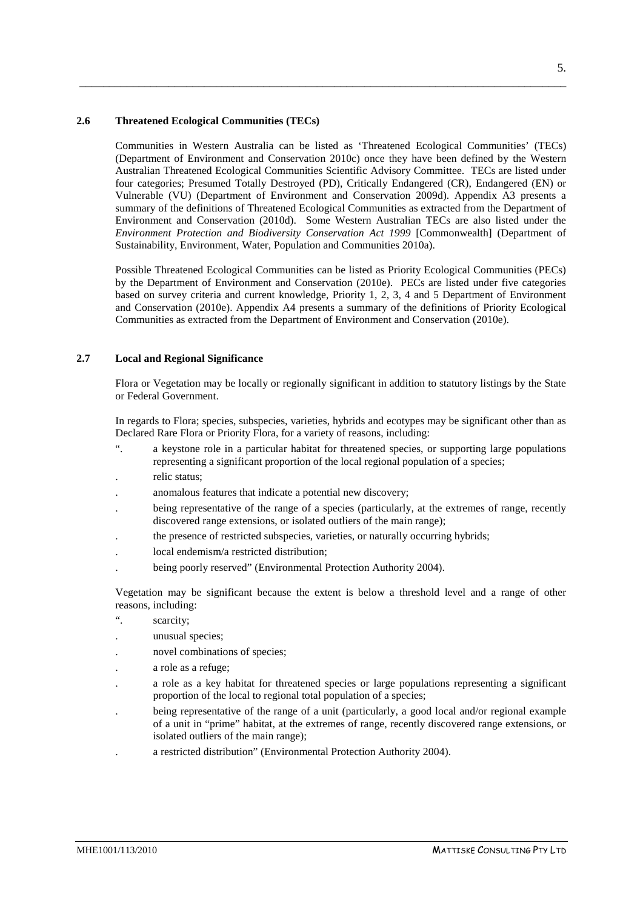### 2.6 Threatened Ecological Communities (TECs)

Communities in Western Australia can be listed as 'Threatened Ecological Communities' (TECs) (Department of Environment and Conservation 2010c) once they have been defined by the Western Australian Threatened Ecological Communities Scientific Advisory Committee. TECs are listed under four categories; Presumed Totally Destroyed (PD), Critically Endangered (CR), Endangered (EN) or Vulnerable (VU) (Department of Environment and Conservation 2009d). Appendix A3 presents a summary of the definitions of Threatened Ecological Communities as extracted from the Department of Environment and Conservation (2010d). Some Western Australian TECs are also listed under the *Environment Protection and Biodiversity Conservation Act 1999* [Commonwealth] (Department of Sustainability, Environment, Water, Population and Communities 2010a).

Possible Threatened Ecological Communities can be listed as Priority Ecological Communities (PECs) by the Department of Environment and Conservation (2010e). PECs are listed under five categories based on survey criteria and current knowledge, Priority 1, 2, 3, 4 and 5 Department of Environment and Conservation (2010e). Appendix A4 presents a summary of the definitions of Priority Ecological Communities as extracted from the Department of Environment and Conservation (2010e).

### 2.7 Local and Regional Significance

Flora or Vegetation may be locally or regionally significant in addition to statutory listings by the State or Federal Government.

In regards to Flora; species, subspecies, varieties, hybrids and ecotypes may be significant other than as Declared Rare Flora or Priority Flora, for a variety of reasons, including:

- ". a keystone role in a particular habitat for threatened species, or supporting large populations representing a significant proportion of the local regional population of a species;
- . relic status;
- . anomalous features that indicate a potential new discovery;
- . being representative of the range of a species (particularly, at the extremes of range, recently discovered range extensions, or isolated outliers of the main range);
- . the presence of restricted subspecies, varieties, or naturally occurring hybrids;
- . local endemism/a restricted distribution;
- . being poorly reserved" (Environmental Protection Authority 2004).

Vegetation may be significant because the extent is below a threshold level and a range of other reasons, including:

- ". scarcity;
- . unusual species;
- . novel combinations of species;
- . a role as a refuge;
- . a role as a key habitat for threatened species or large populations representing a significant proportion of the local to regional total population of a species;
- . being representative of the range of a unit (particularly, a good local and/or regional example of a unit in "prime" habitat, at the extremes of range, recently discovered range extensions, or isolated outliers of the main range);
- . a restricted distribution" (Environmental Protection Authority 2004).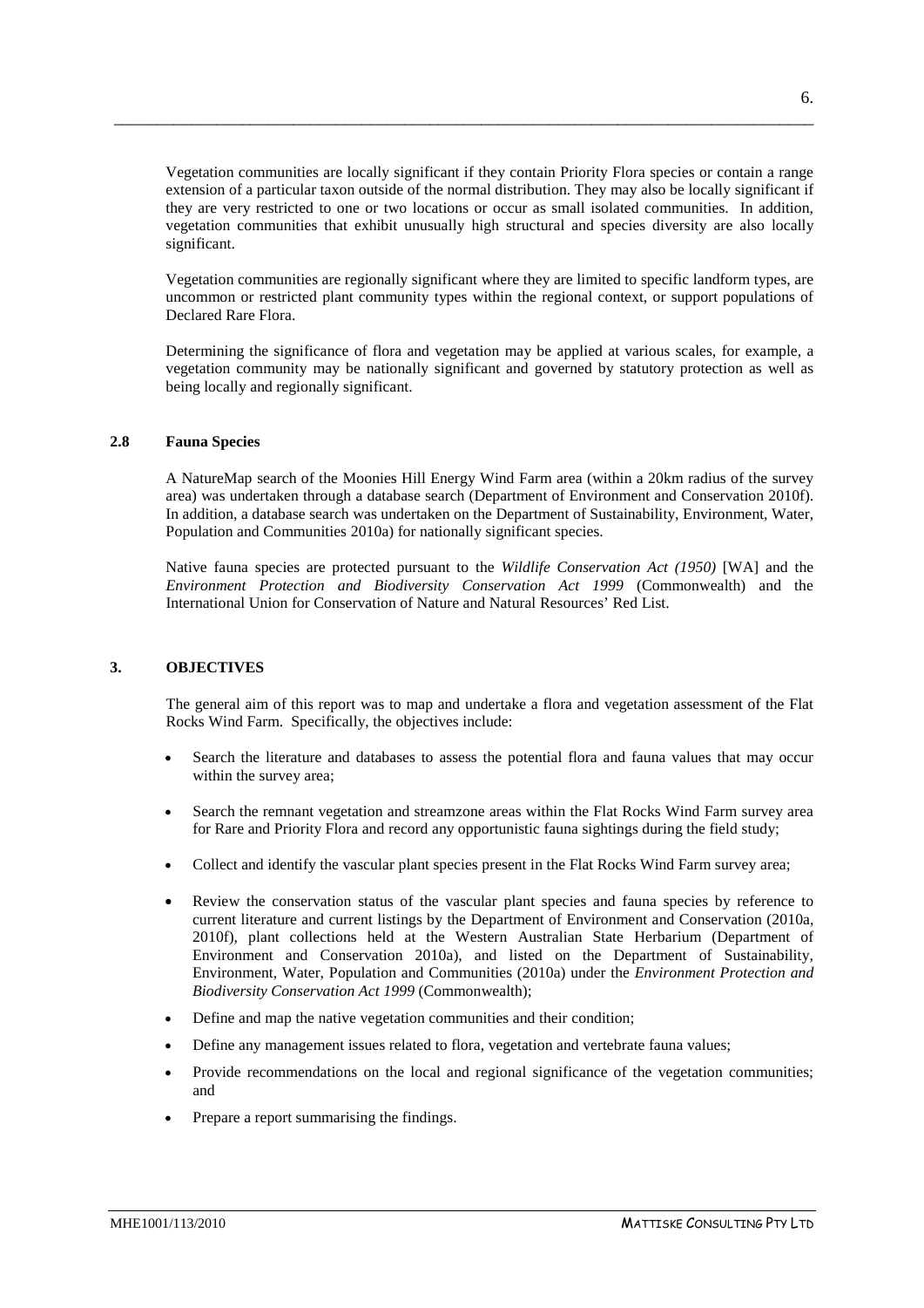Vegetation communities are locally significant if they contain Priority Flora species or contain a range extension of a particular taxon outside of the normal distribution. They may also be locally significant if they are very restricted to one or two locations or occur as small isolated communities. In addition, vegetation communities that exhibit unusually high structural and species diversity are also locally significant.

Vegetation communities are regionally significant where they are limited to specific landform types, are uncommon or restricted plant community types within the regional context, or support populations of Declared Rare Flora.

Determining the significance of flora and vegetation may be applied at various scales, for example, a vegetation community may be nationally significant and governed by statutory protection as well as being locally and regionally significant.

### 2.8 Fauna Species

A NatureMap search of the Moonies Hill Energy Wind Farm area (within a 20km radius of the survey area) was undertaken through a database search (Department of Environment and Conservation 2010f). In addition, a database search was undertaken on the Department of Sustainability, Environment, Water, Population and Communities 2010a) for nationally significant species.

Native fauna species are protected pursuant to the *Wildlife Conservation Act (1950)* [WA] and the *Environment Protection and Biodiversity Conservation Act 1999* (Commonwealth) and the International Union for Conservation of Nature and Natural Resources' Red List.

## 3. OBJECTIVES

The general aim of this report was to map and undertake a flora and vegetation assessment of the Flat Rocks Wind Farm. Specifically, the objectives include:

- Search the literature and databases to assess the potential flora and fauna values that may occur within the survey area;
- Search the remnant vegetation and streamzone areas within the Flat Rocks Wind Farm survey area for Rare and Priority Flora and record any opportunistic fauna sightings during the field study;
- Collect and identify the vascular plant species present in the Flat Rocks Wind Farm survey area;
- Review the conservation status of the vascular plant species and fauna species by reference to current literature and current listings by the Department of Environment and Conservation (2010a, 2010f), plant collections held at the Western Australian State Herbarium (Department of Environment and Conservation 2010a), and listed on the Department of Sustainability, Environment, Water, Population and Communities (2010a) under the *Environment Protection and Biodiversity Conservation Act 1999* (Commonwealth);
- Define and map the native vegetation communities and their condition;
- Define any management issues related to flora, vegetation and vertebrate fauna values;
- Provide recommendations on the local and regional significance of the vegetation communities; and
- Prepare a report summarising the findings.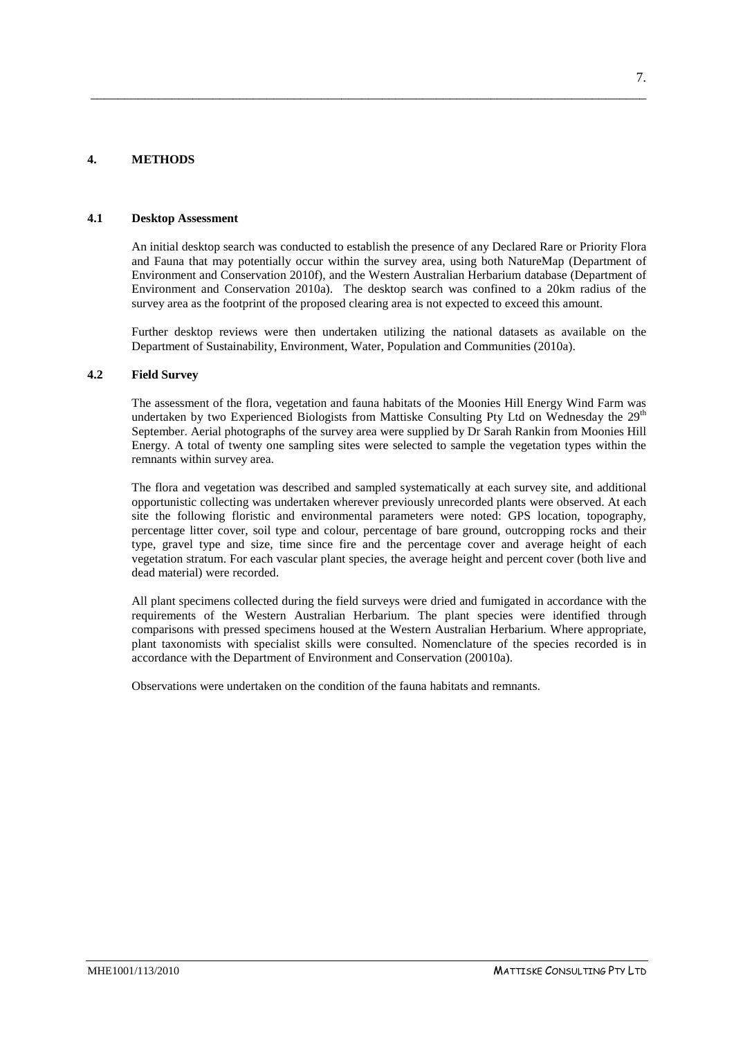## 4. METHODS

### 4.1 Desktop Assessment

An initial desktop search was conducted to establish the presence of any Declared Rare or Priority Flora and Fauna that may potentially occur within the survey area, using both NatureMap (Department of Environment and Conservation 2010f), and the Western Australian Herbarium database (Department of Environment and Conservation 2010a). The desktop search was confined to a 20km radius of the survey area as the footprint of the proposed clearing area is not expected to exceed this amount.

Further desktop reviews were then undertaken utilizing the national datasets as available on the Department of Sustainability, Environment, Water, Population and Communities (2010a).

### 4.2 Field Survey

The assessment of the flora, vegetation and fauna habitats of the Moonies Hill Energy Wind Farm was undertaken by two Experienced Biologists from Mattiske Consulting Pty Ltd on Wednesday the 29th September. Aerial photographs of the survey area were supplied by Dr Sarah Rankin from Moonies Hill Energy. A total of twenty one sampling sites were selected to sample the vegetation types within the remnants within survey area.

The flora and vegetation was described and sampled systematically at each survey site, and additional opportunistic collecting was undertaken wherever previously unrecorded plants were observed. At each site the following floristic and environmental parameters were noted: GPS location, topography, percentage litter cover, soil type and colour, percentage of bare ground, outcropping rocks and their type, gravel type and size, time since fire and the percentage cover and average height of each vegetation stratum. For each vascular plant species, the average height and percent cover (both live and dead material) were recorded.

All plant specimens collected during the field surveys were dried and fumigated in accordance with the requirements of the Western Australian Herbarium. The plant species were identified through comparisons with pressed specimens housed at the Western Australian Herbarium. Where appropriate, plant taxonomists with specialist skills were consulted. Nomenclature of the species recorded is in accordance with the Department of Environment and Conservation (20010a).

Observations were undertaken on the condition of the fauna habitats and remnants.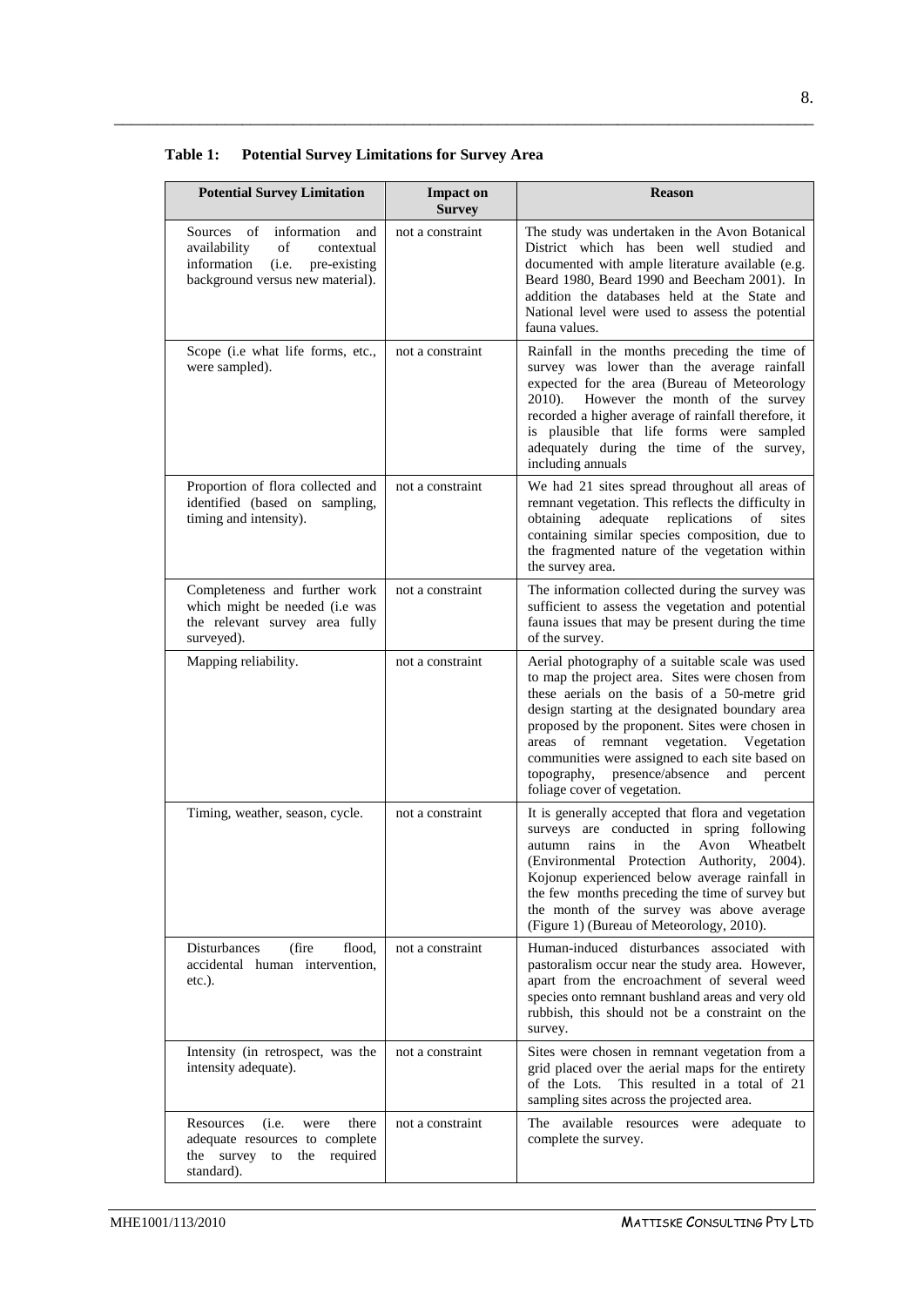**Table 1: Potential Survey Limitations for Survey Area**

| Potential Survey Limitation | Impact on Survey | Reason |
|---|---|---|
| Sources of information and availability of contextual information (i.e. pre-existing background versus new material). | not a constraint | The study was undertaken in the Avon Botanical District which has been well studied and documented with ample literature available (e.g. Beard 1980, Beard 1990 and Beecham 2001). In addition the databases held at the State and National level were used to assess the potential fauna values. |
| Scope (i.e what life forms, etc., were sampled). | not a constraint | Rainfall in the months preceding the time of survey was lower than the average rainfall expected for the area (Bureau of Meteorology 2010). However the month of the survey recorded a higher average of rainfall therefore, it is plausible that life forms were sampled adequately during the time of the survey, including annuals |
| Proportion of flora collected and identified (based on sampling, timing and intensity). | not a constraint | We had 21 sites spread throughout all areas of remnant vegetation. This reflects the difficulty in obtaining adequate replications of sites containing similar species composition, due to the fragmented nature of the vegetation within the survey area. |
| Completeness and further work which might be needed (i.e was the relevant survey area fully surveyed). | not a constraint | The information collected during the survey was sufficient to assess the vegetation and potential fauna issues that may be present during the time of the survey. |
| Mapping reliability. | not a constraint | Aerial photography of a suitable scale was used to map the project area. Sites were chosen from these aerials on the basis of a 50-metre grid design starting at the designated boundary area proposed by the proponent. Sites were chosen in areas of remnant vegetation. Vegetation communities were assigned to each site based on topography, presence/absence and percent foliage cover of vegetation. |
| Timing, weather, season, cycle. | not a constraint | It is generally accepted that flora and vegetation surveys are conducted in spring following autumn rains in the Avon Wheatbelt (Environmental Protection Authority, 2004). Kojonup experienced below average rainfall in the few months preceding the time of survey but the month of the survey was above average (Figure 1) (Bureau of Meteorology, 2010). |
| Disturbances (fire flood, accidental human intervention, etc.). | not a constraint | Human-induced disturbances associated with pastoralism occur near the study area. However, apart from the encroachment of several weed species onto remnant bushland areas and very old rubbish, this should not be a constraint on the survey. |
| Intensity (in retrospect, was the intensity adequate). | not a constraint | Sites were chosen in remnant vegetation from a grid placed over the aerial maps for the entirety of the Lots. This resulted in a total of 21 sampling sites across the projected area. |
| Resources (i.e. were there adequate resources to complete the survey to the required standard). | not a constraint | The available resources were adequate to complete the survey. |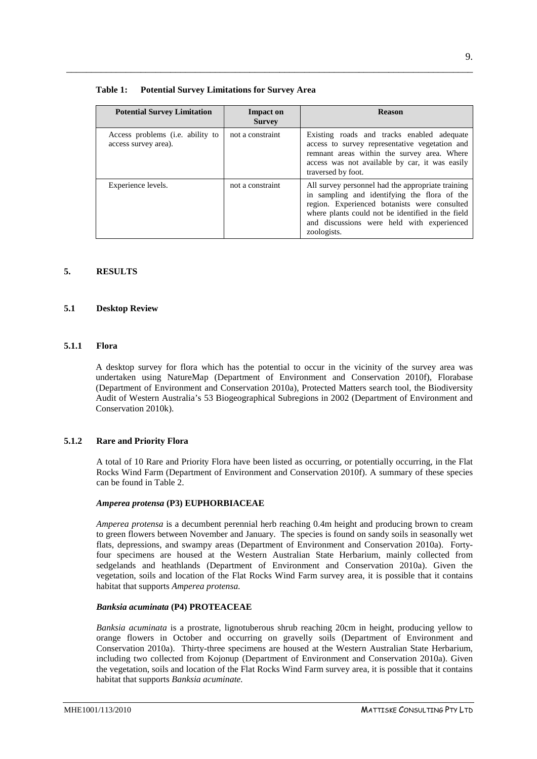**Table 1: Potential Survey Limitations for Survey Area**

| Potential Survey Limitation | Impact on Survey | Reason |
|---|---|---|
| Access problems (i.e. ability to access survey area). | not a constraint | Existing roads and tracks enabled adequate access to survey representative vegetation and remnant areas within the survey area. Where access was not available by car, it was easily traversed by foot. |
| Experience levels. | not a constraint | All survey personnel had the appropriate training in sampling and identifying the flora of the region. Experienced botanists were consulted where plants could not be identified in the field and discussions were held with experienced zoologists. |

# 5. RESULTS

## 5.1 Desktop Review

### 5.1.1 Flora

A desktop survey for flora which has the potential to occur in the vicinity of the survey area was undertaken using NatureMap (Department of Environment and Conservation 2010f), Florabase (Department of Environment and Conservation 2010a), Protected Matters search tool, the Biodiversity Audit of Western Australia's 53 Biogeographical Subregions in 2002 (Department of Environment and Conservation 2010k).

### 5.1.2 Rare and Priority Flora

A total of 10 Rare and Priority Flora have been listed as occurring, or potentially occurring, in the Flat Rocks Wind Farm (Department of Environment and Conservation 2010f). A summary of these species can be found in Table 2.

***Amperea protensa* (P3) EUPHORBIACEAE**

*Amperea protensa* is a decumbent perennial herb reaching 0.4m height and producing brown to cream to green flowers between November and January. The species is found on sandy soils in seasonally wet flats, depressions, and swampy areas (Department of Environment and Conservation 2010a). Forty-four specimens are housed at the Western Australian State Herbarium, mainly collected from sedgelands and heathlands (Department of Environment and Conservation 2010a). Given the vegetation, soils and location of the Flat Rocks Wind Farm survey area, it is possible that it contains habitat that supports *Amperea protensa.*

***Banksia acuminata* (P4) PROTEACEAE**

*Banksia acuminata* is a prostrate, lignotuberous shrub reaching 20cm in height, producing yellow to orange flowers in October and occurring on gravelly soils (Department of Environment and Conservation 2010a). Thirty-three specimens are housed at the Western Australian State Herbarium, including two collected from Kojonup (Department of Environment and Conservation 2010a). Given the vegetation, soils and location of the Flat Rocks Wind Farm survey area, it is possible that it contains habitat that supports *Banksia acuminate.*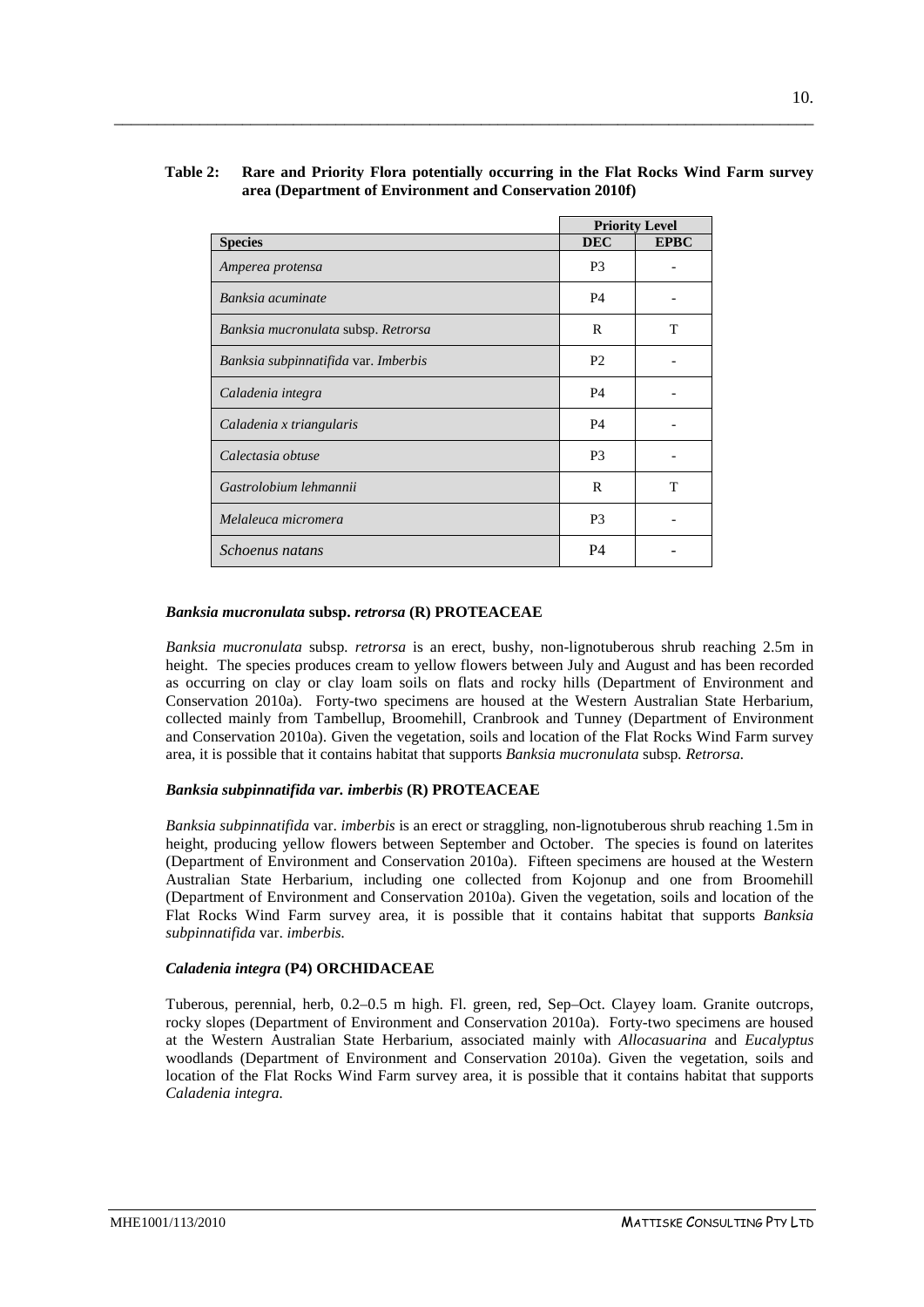**Table 2: Rare and Priority Flora potentially occurring in the Flat Rocks Wind Farm survey area (Department of Environment and Conservation 2010f)**

| | Priority Level | |
|---|---|---|
| **Species** | **DEC** | **EPBC** |
| *Amperea protensa* | P3 | - |
| *Banksia acuminate* | P4 | - |
| *Banksia mucronulata* subsp. *Retrorsa* | R | T |
| *Banksia subpinnatifida* var. *Imberbis* | P2 | - |
| *Caladenia integra* | P4 | - |
| *Caladenia x triangularis* | P4 | - |
| *Calectasia obtuse* | P3 | - |
| *Gastrolobium lehmannii* | R | T |
| *Melaleuca micromera* | P3 | - |
| *Schoenus natans* | P4 | - |

### *Banksia mucronulata* subsp. *retrorsa* (R) PROTEACEAE

*Banksia mucronulata* subsp. *retrorsa* is an erect, bushy, non-lignotuberous shrub reaching 2.5m in height. The species produces cream to yellow flowers between July and August and has been recorded as occurring on clay or clay loam soils on flats and rocky hills (Department of Environment and Conservation 2010a). Forty-two specimens are housed at the Western Australian State Herbarium, collected mainly from Tambellup, Broomehill, Cranbrook and Tunney (Department of Environment and Conservation 2010a). Given the vegetation, soils and location of the Flat Rocks Wind Farm survey area, it is possible that it contains habitat that supports *Banksia mucronulata* subsp. *Retrorsa*.

### *Banksia subpinnatifida var. imberbis* (R) PROTEACEAE

*Banksia subpinnatifida* var. *imberbis* is an erect or straggling, non-lignotuberous shrub reaching 1.5m in height, producing yellow flowers between September and October. The species is found on laterites (Department of Environment and Conservation 2010a). Fifteen specimens are housed at the Western Australian State Herbarium, including one collected from Kojonup and one from Broomehill (Department of Environment and Conservation 2010a). Given the vegetation, soils and location of the Flat Rocks Wind Farm survey area, it is possible that it contains habitat that supports *Banksia subpinnatifida* var. *imberbis.*

### *Caladenia integra* (P4) ORCHIDACEAE

Tuberous, perennial, herb, 0.2–0.5 m high. Fl. green, red, Sep–Oct. Clayey loam. Granite outcrops, rocky slopes (Department of Environment and Conservation 2010a). Forty-two specimens are housed at the Western Australian State Herbarium, associated mainly with *Allocasuarina* and *Eucalyptus* woodlands (Department of Environment and Conservation 2010a). Given the vegetation, soils and location of the Flat Rocks Wind Farm survey area, it is possible that it contains habitat that supports *Caladenia integra.*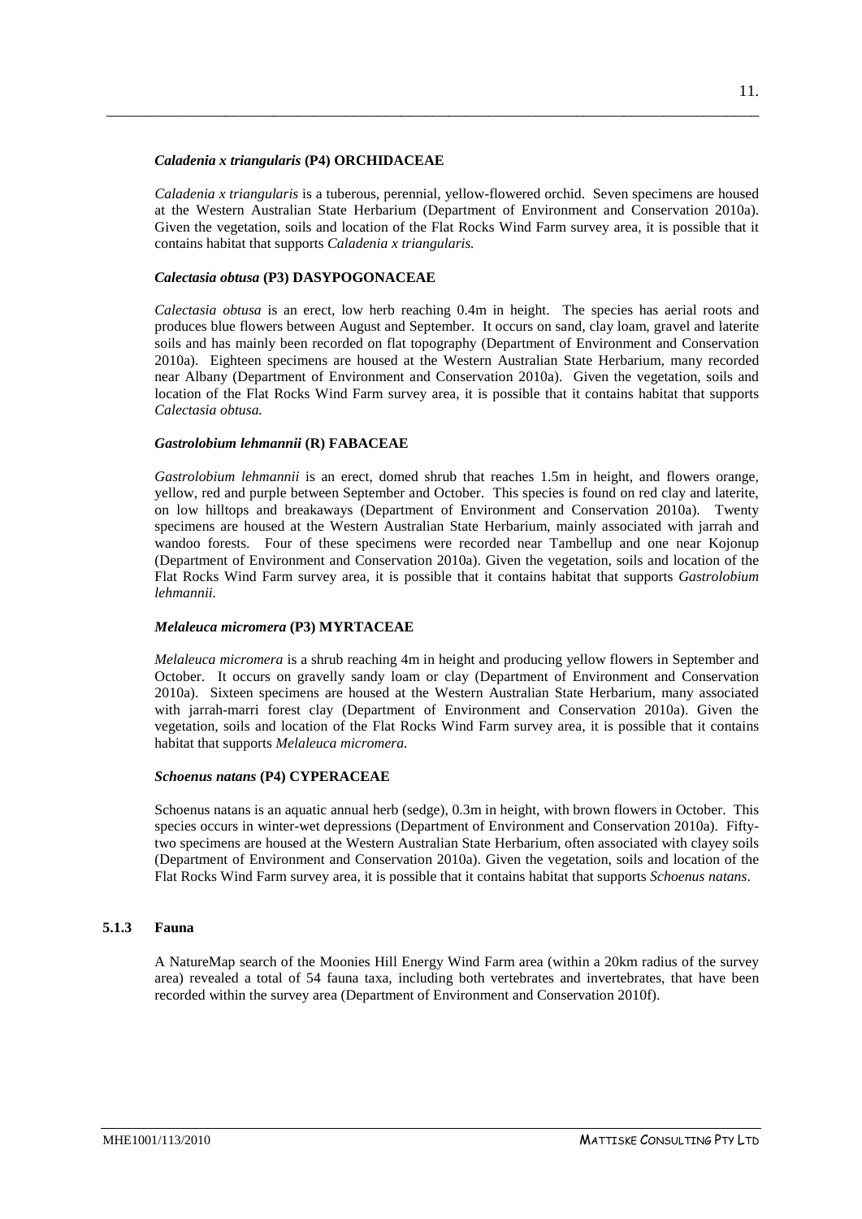#### *Caladenia x triangularis* (P4) ORCHIDACEAE

*Caladenia x triangularis* is a tuberous, perennial, yellow-flowered orchid. Seven specimens are housed at the Western Australian State Herbarium (Department of Environment and Conservation 2010a). Given the vegetation, soils and location of the Flat Rocks Wind Farm survey area, it is possible that it contains habitat that supports *Caladenia x triangularis.*

#### *Calectasia obtusa* (P3) DASYPOGONACEAE

*Calectasia obtusa* is an erect, low herb reaching 0.4m in height. The species has aerial roots and produces blue flowers between August and September. It occurs on sand, clay loam, gravel and laterite soils and has mainly been recorded on flat topography (Department of Environment and Conservation 2010a). Eighteen specimens are housed at the Western Australian State Herbarium, many recorded near Albany (Department of Environment and Conservation 2010a). Given the vegetation, soils and location of the Flat Rocks Wind Farm survey area, it is possible that it contains habitat that supports *Calectasia obtusa.*

#### *Gastrolobium lehmannii* (R) FABACEAE

*Gastrolobium lehmannii* is an erect, domed shrub that reaches 1.5m in height, and flowers orange, yellow, red and purple between September and October. This species is found on red clay and laterite, on low hilltops and breakaways (Department of Environment and Conservation 2010a). Twenty specimens are housed at the Western Australian State Herbarium, mainly associated with jarrah and wandoo forests. Four of these specimens were recorded near Tambellup and one near Kojonup (Department of Environment and Conservation 2010a). Given the vegetation, soils and location of the Flat Rocks Wind Farm survey area, it is possible that it contains habitat that supports *Gastrolobium lehmannii.*

#### *Melaleuca micromera* (P3) MYRTACEAE

*Melaleuca micromera* is a shrub reaching 4m in height and producing yellow flowers in September and October. It occurs on gravelly sandy loam or clay (Department of Environment and Conservation 2010a). Sixteen specimens are housed at the Western Australian State Herbarium, many associated with jarrah-marri forest clay (Department of Environment and Conservation 2010a). Given the vegetation, soils and location of the Flat Rocks Wind Farm survey area, it is possible that it contains habitat that supports *Melaleuca micromera.*

#### *Schoenus natans* (P4) CYPERACEAE

Schoenus natans is an aquatic annual herb (sedge), 0.3m in height, with brown flowers in October. This species occurs in winter-wet depressions (Department of Environment and Conservation 2010a). Fifty-two specimens are housed at the Western Australian State Herbarium, often associated with clayey soils (Department of Environment and Conservation 2010a). Given the vegetation, soils and location of the Flat Rocks Wind Farm survey area, it is possible that it contains habitat that supports *Schoenus natans*.

### 5.1.3 Fauna

A NatureMap search of the Moonies Hill Energy Wind Farm area (within a 20km radius of the survey area) revealed a total of 54 fauna taxa, including both vertebrates and invertebrates, that have been recorded within the survey area (Department of Environment and Conservation 2010f).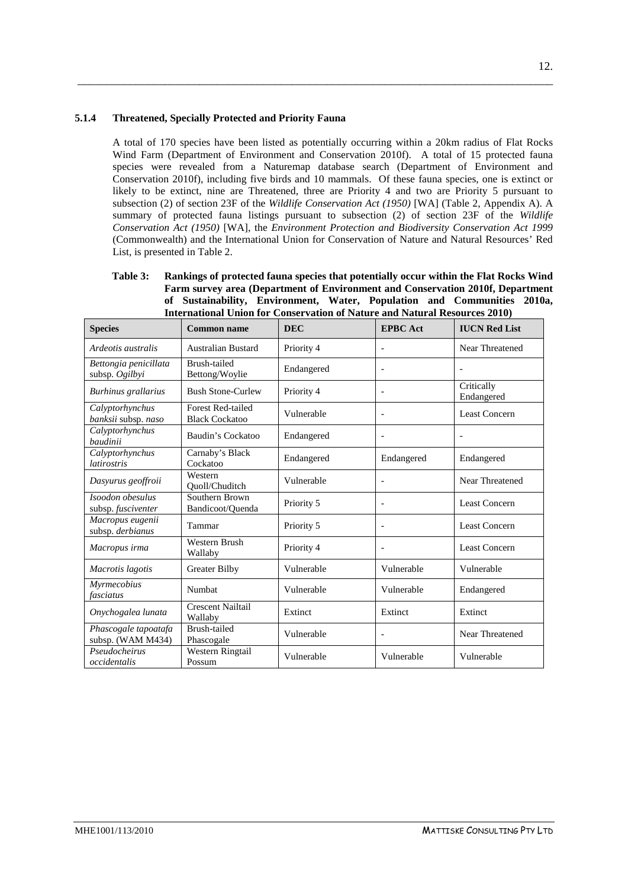### 5.1.4 Threatened, Specially Protected and Priority Fauna

A total of 170 species have been listed as potentially occurring within a 20km radius of Flat Rocks Wind Farm (Department of Environment and Conservation 2010f). A total of 15 protected fauna species were revealed from a Naturemap database search (Department of Environment and Conservation 2010f), including five birds and 10 mammals. Of these fauna species, one is extinct or likely to be extinct, nine are Threatened, three are Priority 4 and two are Priority 5 pursuant to subsection (2) of section 23F of the *Wildlife Conservation Act (1950)* [WA] (Table 2, Appendix A). A summary of protected fauna listings pursuant to subsection (2) of section 23F of the *Wildlife Conservation Act (1950)* [WA], the *Environment Protection and Biodiversity Conservation Act 1999* (Commonwealth) and the International Union for Conservation of Nature and Natural Resources' Red List, is presented in Table 2.

**Table 3: Rankings of protected fauna species that potentially occur within the Flat Rocks Wind Farm survey area (Department of Environment and Conservation 2010f, Department of Sustainability, Environment, Water, Population and Communities 2010a, International Union for Conservation of Nature and Natural Resources 2010)**

| Species | Common name | DEC | EPBC Act | IUCN Red List |
|---|---|---|---|---|
| *Ardeotis australis* | Australian Bustard | Priority 4 | - | Near Threatened |
| *Bettongia penicillata* subsp. *Ogilbyi* | Brush-tailed Bettong/Woylie | Endangered | - | - |
| *Burhinus grallarius* | Bush Stone-Curlew | Priority 4 | - | Critically Endangered |
| *Calyptorhynchus banksii* subsp. *naso* | Forest Red-tailed Black Cockatoo | Vulnerable | - | Least Concern |
| *Calyptorhynchus baudinii* | Baudin's Cockatoo | Endangered | - | - |
| *Calyptorhynchus latirostris* | Carnaby's Black Cockatoo | Endangered | Endangered | Endangered |
| *Dasyurus geoffroii* | Western Quoll/Chuditch | Vulnerable | - | Near Threatened |
| *Isoodon obesulus* subsp. *fusciventer* | Southern Brown Bandicoot/Quenda | Priority 5 | - | Least Concern |
| *Macropus eugenii* subsp. *derbianus* | Tammar | Priority 5 | - | Least Concern |
| *Macropus irma* | Western Brush Wallaby | Priority 4 | - | Least Concern |
| *Macrotis lagotis* | Greater Bilby | Vulnerable | Vulnerable | Vulnerable |
| *Myrmecobius fasciatus* | Numbat | Vulnerable | Vulnerable | Endangered |
| *Onychogalea lunata* | Crescent Nailtail Wallaby | Extinct | Extinct | Extinct |
| *Phascogale tapoatafa* subsp. (WAM M434) | Brush-tailed Phascogale | Vulnerable | - | Near Threatened |
| *Pseudocheirus occidentalis* | Western Ringtail Possum | Vulnerable | Vulnerable | Vulnerable |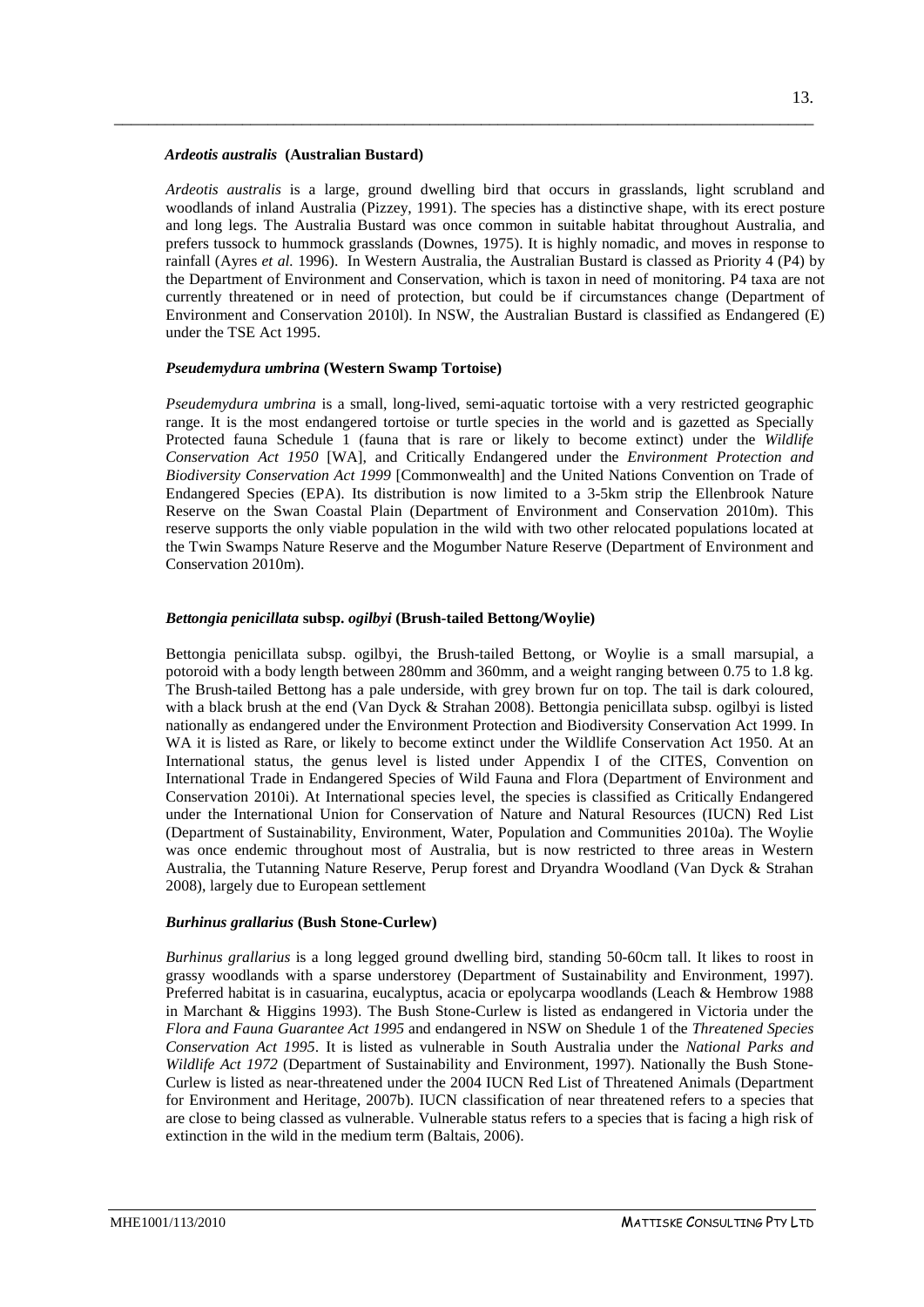### *Ardeotis australis* (Australian Bustard)

*Ardeotis australis* is a large, ground dwelling bird that occurs in grasslands, light scrubland and woodlands of inland Australia (Pizzey, 1991). The species has a distinctive shape, with its erect posture and long legs. The Australia Bustard was once common in suitable habitat throughout Australia, and prefers tussock to hummock grasslands (Downes, 1975). It is highly nomadic, and moves in response to rainfall (Ayres *et al.* 1996). In Western Australia, the Australian Bustard is classed as Priority 4 (P4) by the Department of Environment and Conservation, which is taxon in need of monitoring. P4 taxa are not currently threatened or in need of protection, but could be if circumstances change (Department of Environment and Conservation 2010l). In NSW, the Australian Bustard is classified as Endangered (E) under the TSE Act 1995.

### *Pseudemydura umbrina* (Western Swamp Tortoise)

*Pseudemydura umbrina* is a small, long-lived, semi-aquatic tortoise with a very restricted geographic range. It is the most endangered tortoise or turtle species in the world and is gazetted as Specially Protected fauna Schedule 1 (fauna that is rare or likely to become extinct) under the *Wildlife Conservation Act 1950* [WA], and Critically Endangered under the *Environment Protection and Biodiversity Conservation Act 1999* [Commonwealth] and the United Nations Convention on Trade of Endangered Species (EPA). Its distribution is now limited to a 3-5km strip the Ellenbrook Nature Reserve on the Swan Coastal Plain (Department of Environment and Conservation 2010m). This reserve supports the only viable population in the wild with two other relocated populations located at the Twin Swamps Nature Reserve and the Mogumber Nature Reserve (Department of Environment and Conservation 2010m).

### *Bettongia penicillata* subsp. *ogilbyi* (Brush-tailed Bettong/Woylie)

Bettongia penicillata subsp. ogilbyi, the Brush-tailed Bettong, or Woylie is a small marsupial, a potoroid with a body length between 280mm and 360mm, and a weight ranging between 0.75 to 1.8 kg. The Brush-tailed Bettong has a pale underside, with grey brown fur on top. The tail is dark coloured, with a black brush at the end (Van Dyck & Strahan 2008). Bettongia penicillata subsp. ogilbyi is listed nationally as endangered under the Environment Protection and Biodiversity Conservation Act 1999. In WA it is listed as Rare, or likely to become extinct under the Wildlife Conservation Act 1950. At an International status, the genus level is listed under Appendix I of the CITES, Convention on International Trade in Endangered Species of Wild Fauna and Flora (Department of Environment and Conservation 2010i). At International species level, the species is classified as Critically Endangered under the International Union for Conservation of Nature and Natural Resources (IUCN) Red List (Department of Sustainability, Environment, Water, Population and Communities 2010a). The Woylie was once endemic throughout most of Australia, but is now restricted to three areas in Western Australia, the Tutanning Nature Reserve, Perup forest and Dryandra Woodland (Van Dyck & Strahan 2008), largely due to European settlement

### *Burhinus grallarius* (Bush Stone-Curlew)

*Burhinus grallarius* is a long legged ground dwelling bird, standing 50-60cm tall. It likes to roost in grassy woodlands with a sparse understorey (Department of Sustainability and Environment, 1997). Preferred habitat is in casuarina, eucalyptus, acacia or epolycarpa woodlands (Leach & Hembrow 1988 in Marchant & Higgins 1993). The Bush Stone-Curlew is listed as endangered in Victoria under the *Flora and Fauna Guarantee Act 1995* and endangered in NSW on Shedule 1 of the *Threatened Species Conservation Act 1995*. It is listed as vulnerable in South Australia under the *National Parks and Wildlife Act 1972* (Department of Sustainability and Environment, 1997). Nationally the Bush Stone-Curlew is listed as near-threatened under the 2004 IUCN Red List of Threatened Animals (Department for Environment and Heritage, 2007b). IUCN classification of near threatened refers to a species that are close to being classed as vulnerable. Vulnerable status refers to a species that is facing a high risk of extinction in the wild in the medium term (Baltais, 2006).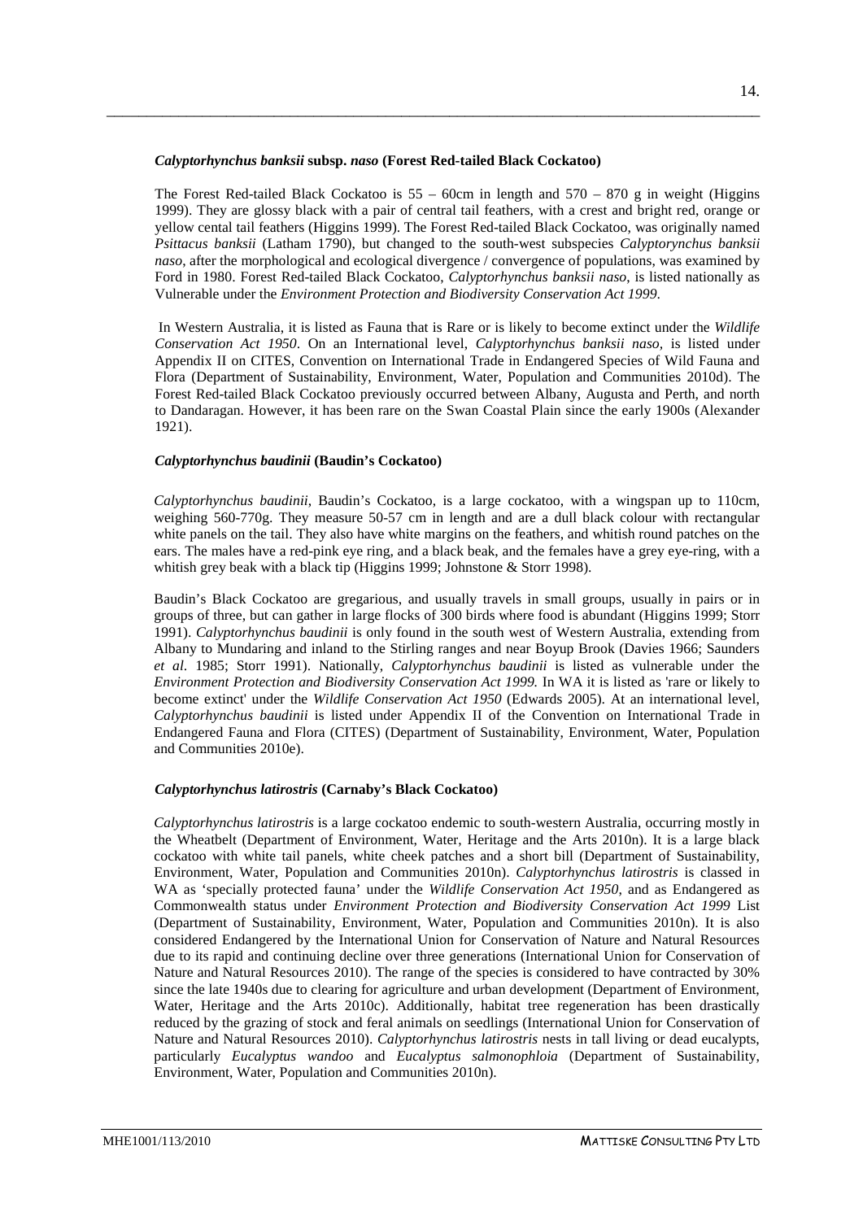### *Calyptorhynchus banksii* subsp. *naso* (Forest Red-tailed Black Cockatoo)

The Forest Red-tailed Black Cockatoo is 55 – 60cm in length and 570 – 870 g in weight (Higgins 1999). They are glossy black with a pair of central tail feathers, with a crest and bright red, orange or yellow cental tail feathers (Higgins 1999). The Forest Red-tailed Black Cockatoo, was originally named *Psittacus banksii* (Latham 1790), but changed to the south-west subspecies *Calyptorynchus banksii naso*, after the morphological and ecological divergence / convergence of populations, was examined by Ford in 1980. Forest Red-tailed Black Cockatoo, *Calyptorhynchus banksii naso*, is listed nationally as Vulnerable under the *Environment Protection and Biodiversity Conservation Act 1999*.

In Western Australia, it is listed as Fauna that is Rare or is likely to become extinct under the *Wildlife Conservation Act 1950*. On an International level, *Calyptorhynchus banksii naso*, is listed under Appendix II on CITES, Convention on International Trade in Endangered Species of Wild Fauna and Flora (Department of Sustainability, Environment, Water, Population and Communities 2010d). The Forest Red-tailed Black Cockatoo previously occurred between Albany, Augusta and Perth, and north to Dandaragan. However, it has been rare on the Swan Coastal Plain since the early 1900s (Alexander 1921).

### *Calyptorhynchus baudinii* (Baudin's Cockatoo)

*Calyptorhynchus baudinii*, Baudin's Cockatoo, is a large cockatoo, with a wingspan up to 110cm, weighing 560-770g. They measure 50-57 cm in length and are a dull black colour with rectangular white panels on the tail. They also have white margins on the feathers, and whitish round patches on the ears. The males have a red-pink eye ring, and a black beak, and the females have a grey eye-ring, with a whitish grey beak with a black tip (Higgins 1999; Johnstone & Storr 1998).

Baudin's Black Cockatoo are gregarious, and usually travels in small groups, usually in pairs or in groups of three, but can gather in large flocks of 300 birds where food is abundant (Higgins 1999; Storr 1991). *Calyptorhynchus baudinii* is only found in the south west of Western Australia, extending from Albany to Mundaring and inland to the Stirling ranges and near Boyup Brook (Davies 1966; Saunders *et al*. 1985; Storr 1991). Nationally, *Calyptorhynchus baudinii* is listed as vulnerable under the *Environment Protection and Biodiversity Conservation Act 1999.* In WA it is listed as 'rare or likely to become extinct' under the *Wildlife Conservation Act 1950* (Edwards 2005). At an international level, *Calyptorhynchus baudinii* is listed under Appendix II of the Convention on International Trade in Endangered Fauna and Flora (CITES) (Department of Sustainability, Environment, Water, Population and Communities 2010e).

### *Calyptorhynchus latirostris* (Carnaby's Black Cockatoo)

*Calyptorhynchus latirostris* is a large cockatoo endemic to south-western Australia, occurring mostly in the Wheatbelt (Department of Environment, Water, Heritage and the Arts 2010n). It is a large black cockatoo with white tail panels, white cheek patches and a short bill (Department of Sustainability, Environment, Water, Population and Communities 2010n). *Calyptorhynchus latirostris* is classed in WA as 'specially protected fauna' under the *Wildlife Conservation Act 1950*, and as Endangered as Commonwealth status under *Environment Protection and Biodiversity Conservation Act 1999* List (Department of Sustainability, Environment, Water, Population and Communities 2010n). It is also considered Endangered by the International Union for Conservation of Nature and Natural Resources due to its rapid and continuing decline over three generations (International Union for Conservation of Nature and Natural Resources 2010). The range of the species is considered to have contracted by 30% since the late 1940s due to clearing for agriculture and urban development (Department of Environment, Water, Heritage and the Arts 2010c). Additionally, habitat tree regeneration has been drastically reduced by the grazing of stock and feral animals on seedlings (International Union for Conservation of Nature and Natural Resources 2010). *Calyptorhynchus latirostris* nests in tall living or dead eucalypts, particularly *Eucalyptus wandoo* and *Eucalyptus salmonophloia* (Department of Sustainability, Environment, Water, Population and Communities 2010n).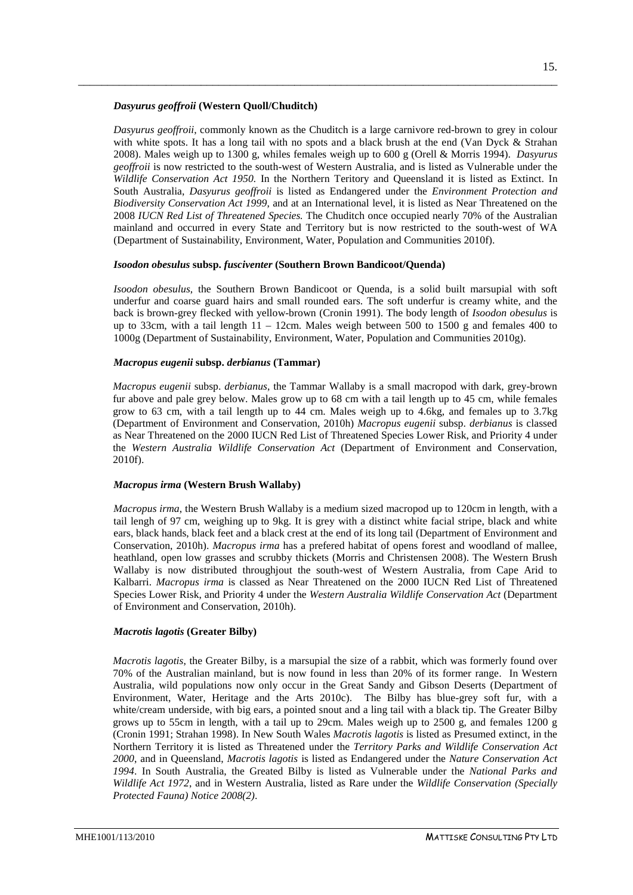### *Dasyurus geoffroii* (Western Quoll/Chuditch)

*Dasyurus geoffroii*, commonly known as the Chuditch is a large carnivore red-brown to grey in colour with white spots. It has a long tail with no spots and a black brush at the end (Van Dyck & Strahan 2008). Males weigh up to 1300 g, whiles females weigh up to 600 g (Orell & Morris 1994). *Dasyurus geoffroii* is now restricted to the south-west of Western Australia, and is listed as Vulnerable under the *Wildlife Conservation Act 1950.* In the Northern Teritory and Queensland it is listed as Extinct. In South Australia, *Dasyurus geoffroii* is listed as Endangered under the *Environment Protection and Biodiversity Conservation Act 1999*, and at an International level, it is listed as Near Threatened on the 2008 *IUCN Red List of Threatened Species.* The Chuditch once occupied nearly 70% of the Australian mainland and occurred in every State and Territory but is now restricted to the south-west of WA (Department of Sustainability, Environment, Water, Population and Communities 2010f).

### *Isoodon obesulus* subsp. *fuscivente*r (Southern Brown Bandicoot/Quenda)

*Isoodon obesulus*, the Southern Brown Bandicoot or Quenda, is a solid built marsupial with soft underfur and coarse guard hairs and small rounded ears. The soft underfur is creamy white, and the back is brown-grey flecked with yellow-brown (Cronin 1991). The body length of *Isoodon obesulus* is up to 33cm, with a tail length 11 – 12cm. Males weigh between 500 to 1500 g and females 400 to 1000g (Department of Sustainability, Environment, Water, Population and Communities 2010g).

### *Macropus eugenii* subsp. *derbianus* (Tammar)

*Macropus eugenii* subsp. *derbianus*, the Tammar Wallaby is a small macropod with dark, grey-brown fur above and pale grey below. Males grow up to 68 cm with a tail length up to 45 cm, while females grow to 63 cm, with a tail length up to 44 cm. Males weigh up to 4.6kg, and females up to 3.7kg (Department of Environment and Conservation, 2010h) *Macropus eugenii* subsp. *derbianus* is classed as Near Threatened on the 2000 IUCN Red List of Threatened Species Lower Risk, and Priority 4 under the *Western Australia Wildlife Conservation Act* (Department of Environment and Conservation, 2010f).

### *Macropus irma* (Western Brush Wallaby)

*Macropus irma*, the Western Brush Wallaby is a medium sized macropod up to 120cm in length, with a tail lengh of 97 cm, weighing up to 9kg. It is grey with a distinct white facial stripe, black and white ears, black hands, black feet and a black crest at the end of its long tail (Department of Environment and Conservation, 2010h). *Macropus irma* has a prefered habitat of opens forest and woodland of mallee, heathland, open low grasses and scrubby thickets (Morris and Christensen 2008). The Western Brush Wallaby is now distributed throughjout the south-west of Western Australia, from Cape Arid to Kalbarri. *Macropus irma* is classed as Near Threatened on the 2000 IUCN Red List of Threatened Species Lower Risk, and Priority 4 under the *Western Australia Wildlife Conservation Act* (Department of Environment and Conservation, 2010h).

### *Macrotis lagotis* (Greater Bilby)

*Macrotis lagotis*, the Greater Bilby, is a marsupial the size of a rabbit, which was formerly found over 70% of the Australian mainland, but is now found in less than 20% of its former range. In Western Australia, wild populations now only occur in the Great Sandy and Gibson Deserts (Department of Environment, Water, Heritage and the Arts 2010c). The Bilby has blue-grey soft fur, with a white/cream underside, with big ears, a pointed snout and a ling tail with a black tip. The Greater Bilby grows up to 55cm in length, with a tail up to 29cm. Males weigh up to 2500 g, and females 1200 g (Cronin 1991; Strahan 1998). In New South Wales *Macrotis lagotis* is listed as Presumed extinct, in the Northern Territory it is listed as Threatened under the *Territory Parks and Wildlife Conservation Act 2000*, and in Queensland, *Macrotis lagotis* is listed as Endangered under the *Nature Conservation Act 1994*. In South Australia, the Greated Bilby is listed as Vulnerable under the *National Parks and Wildlife Act 1972*, and in Western Australia, listed as Rare under the *Wildlife Conservation (Specially Protected Fauna) Notice 2008(2)*.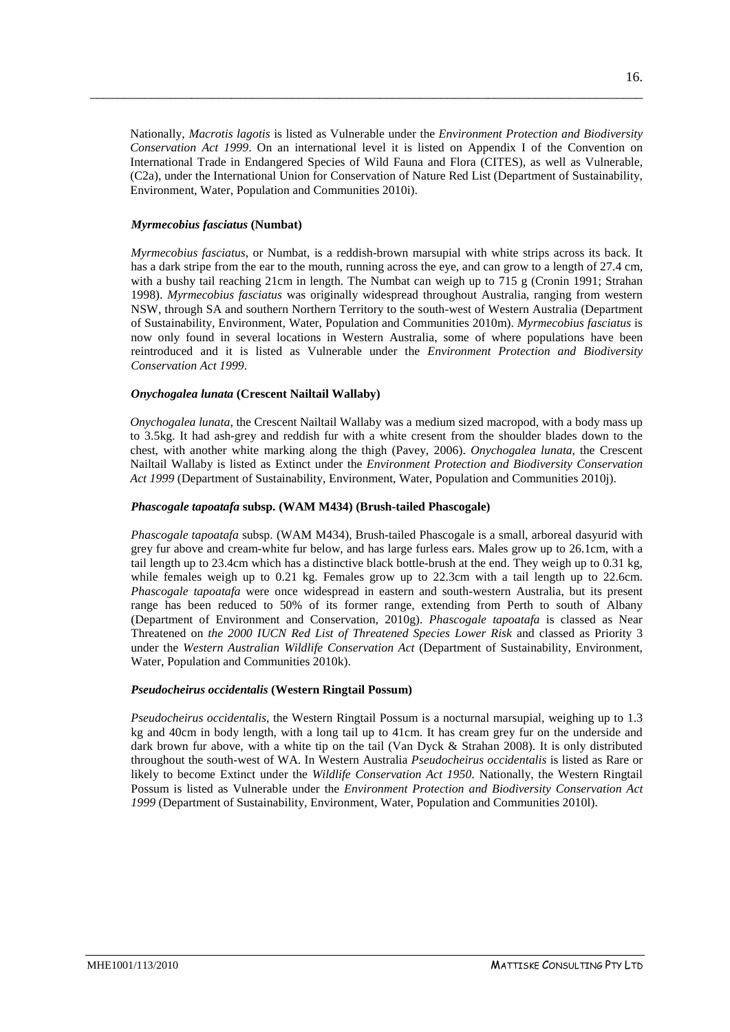Nationally, *Macrotis lagotis* is listed as Vulnerable under the *Environment Protection and Biodiversity Conservation Act 1999*. On an international level it is listed on Appendix I of the Convention on International Trade in Endangered Species of Wild Fauna and Flora (CITES), as well as Vulnerable, (C2a), under the International Union for Conservation of Nature Red List (Department of Sustainability, Environment, Water, Population and Communities 2010i).

### *Myrmecobius fasciatus* (Numbat)

*Myrmecobius fasciatus*, or Numbat, is a reddish-brown marsupial with white strips across its back. It has a dark stripe from the ear to the mouth, running across the eye, and can grow to a length of 27.4 cm, with a bushy tail reaching 21cm in length. The Numbat can weigh up to 715 g (Cronin 1991; Strahan 1998). *Myrmecobius fasciatus* was originally widespread throughout Australia, ranging from western NSW, through SA and southern Northern Territory to the south-west of Western Australia (Department of Sustainability, Environment, Water, Population and Communities 2010m). *Myrmecobius fasciatus* is now only found in several locations in Western Australia, some of where populations have been reintroduced and it is listed as Vulnerable under the *Environment Protection and Biodiversity Conservation Act 1999*.

### *Onychogalea lunata* (Crescent Nailtail Wallaby)

*Onychogalea lunata*, the Crescent Nailtail Wallaby was a medium sized macropod, with a body mass up to 3.5kg. It had ash-grey and reddish fur with a white cresent from the shoulder blades down to the chest, with another white marking along the thigh (Pavey, 2006). *Onychogalea lunata*, the Crescent Nailtail Wallaby is listed as Extinct under the *Environment Protection and Biodiversity Conservation Act 1999* (Department of Sustainability, Environment, Water, Population and Communities 2010j).

### *Phascogale tapoatafa* subsp. (WAM M434) (Brush-tailed Phascogale)

*Phascogale tapoatafa* subsp. (WAM M434), Brush-tailed Phascogale is a small, arboreal dasyurid with grey fur above and cream-white fur below, and has large furless ears. Males grow up to 26.1cm, with a tail length up to 23.4cm which has a distinctive black bottle-brush at the end. They weigh up to 0.31 kg, while females weigh up to 0.21 kg. Females grow up to 22.3cm with a tail length up to 22.6cm. *Phascogale tapoatafa* were once widespread in eastern and south-western Australia, but its present range has been reduced to 50% of its former range, extending from Perth to south of Albany (Department of Environment and Conservation, 2010g). *Phascogale tapoatafa* is classed as Near Threatened on *the 2000 IUCN Red List of Threatened Species Lower Risk* and classed as Priority 3 under the *Western Australian Wildlife Conservation Act* (Department of Sustainability, Environment, Water, Population and Communities 2010k).

### *Pseudocheirus occidentalis* (Western Ringtail Possum)

*Pseudocheirus occidentalis*, the Western Ringtail Possum is a nocturnal marsupial, weighing up to 1.3 kg and 40cm in body length, with a long tail up to 41cm. It has cream grey fur on the underside and dark brown fur above, with a white tip on the tail (Van Dyck & Strahan 2008). It is only distributed throughout the south-west of WA. In Western Australia *Pseudocheirus occidentalis* is listed as Rare or likely to become Extinct under the *Wildlife Conservation Act 1950*. Nationally, the Western Ringtail Possum is listed as Vulnerable under the *Environment Protection and Biodiversity Conservation Act 1999* (Department of Sustainability, Environment, Water, Population and Communities 2010l).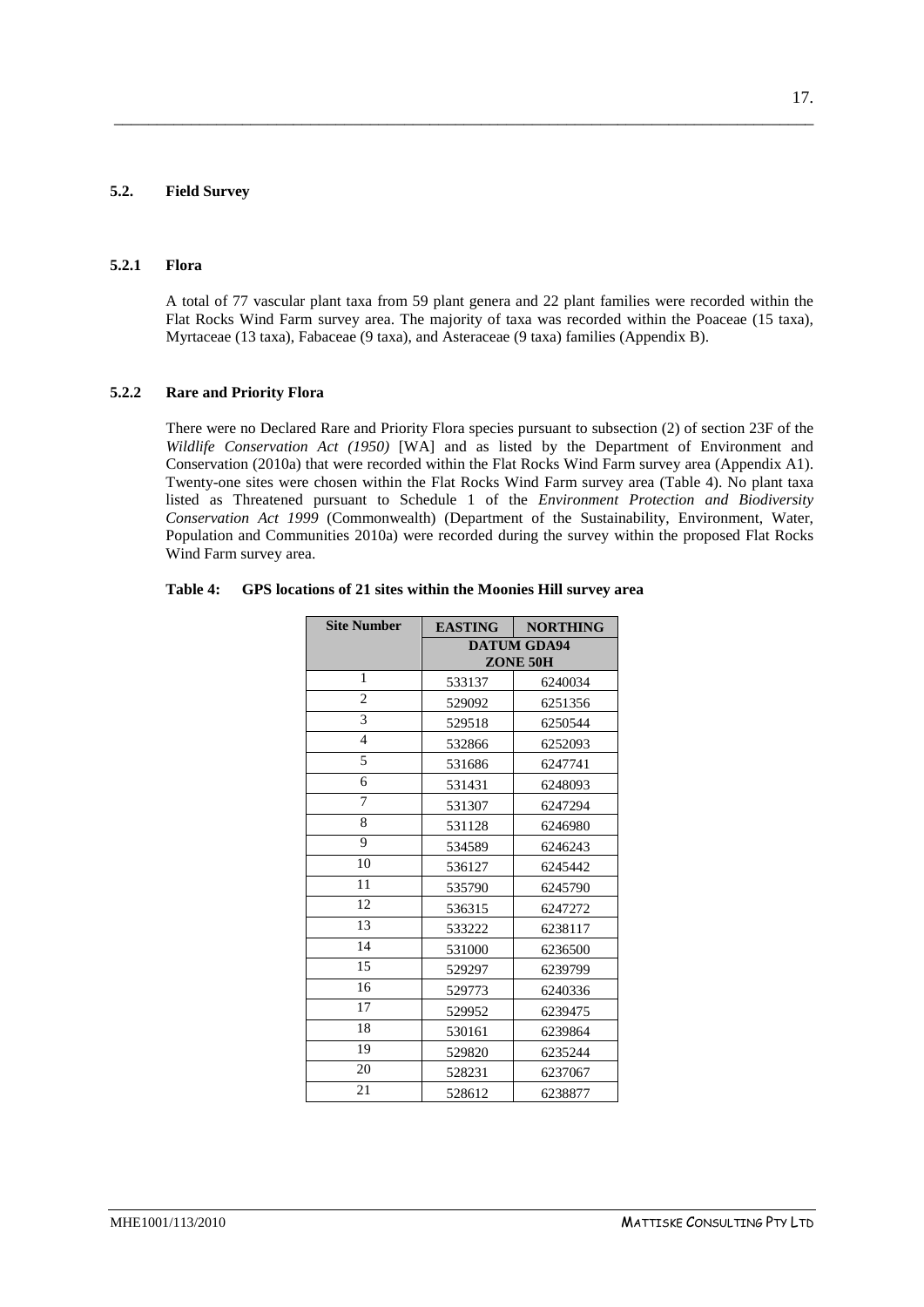### 5.2. Field Survey

#### 5.2.1 Flora

A total of 77 vascular plant taxa from 59 plant genera and 22 plant families were recorded within the Flat Rocks Wind Farm survey area. The majority of taxa was recorded within the Poaceae (15 taxa), Myrtaceae (13 taxa), Fabaceae (9 taxa), and Asteraceae (9 taxa) families (Appendix B).

#### 5.2.2 Rare and Priority Flora

There were no Declared Rare and Priority Flora species pursuant to subsection (2) of section 23F of the *Wildlife Conservation Act (1950)* [WA] and as listed by the Department of Environment and Conservation (2010a) that were recorded within the Flat Rocks Wind Farm survey area (Appendix A1). Twenty-one sites were chosen within the Flat Rocks Wind Farm survey area (Table 4). No plant taxa listed as Threatened pursuant to Schedule 1 of the *Environment Protection and Biodiversity Conservation Act 1999* (Commonwealth) (Department of the Sustainability, Environment, Water, Population and Communities 2010a) were recorded during the survey within the proposed Flat Rocks Wind Farm survey area.

**Table 4: GPS locations of 21 sites within the Moonies Hill survey area**

| Site Number | EASTING | NORTHING |
|---|---|---|
| | DATUM GDA94 ZONE 50H | |
| 1 | 533137 | 6240034 |
| 2 | 529092 | 6251356 |
| 3 | 529518 | 6250544 |
| 4 | 532866 | 6252093 |
| 5 | 531686 | 6247741 |
| 6 | 531431 | 6248093 |
| 7 | 531307 | 6247294 |
| 8 | 531128 | 6246980 |
| 9 | 534589 | 6246243 |
| 10 | 536127 | 6245442 |
| 11 | 535790 | 6245790 |
| 12 | 536315 | 6247272 |
| 13 | 533222 | 6238117 |
| 14 | 531000 | 6236500 |
| 15 | 529297 | 6239799 |
| 16 | 529773 | 6240336 |
| 17 | 529952 | 6239475 |
| 18 | 530161 | 6239864 |
| 19 | 529820 | 6235244 |
| 20 | 528231 | 6237067 |
| 21 | 528612 | 6238877 |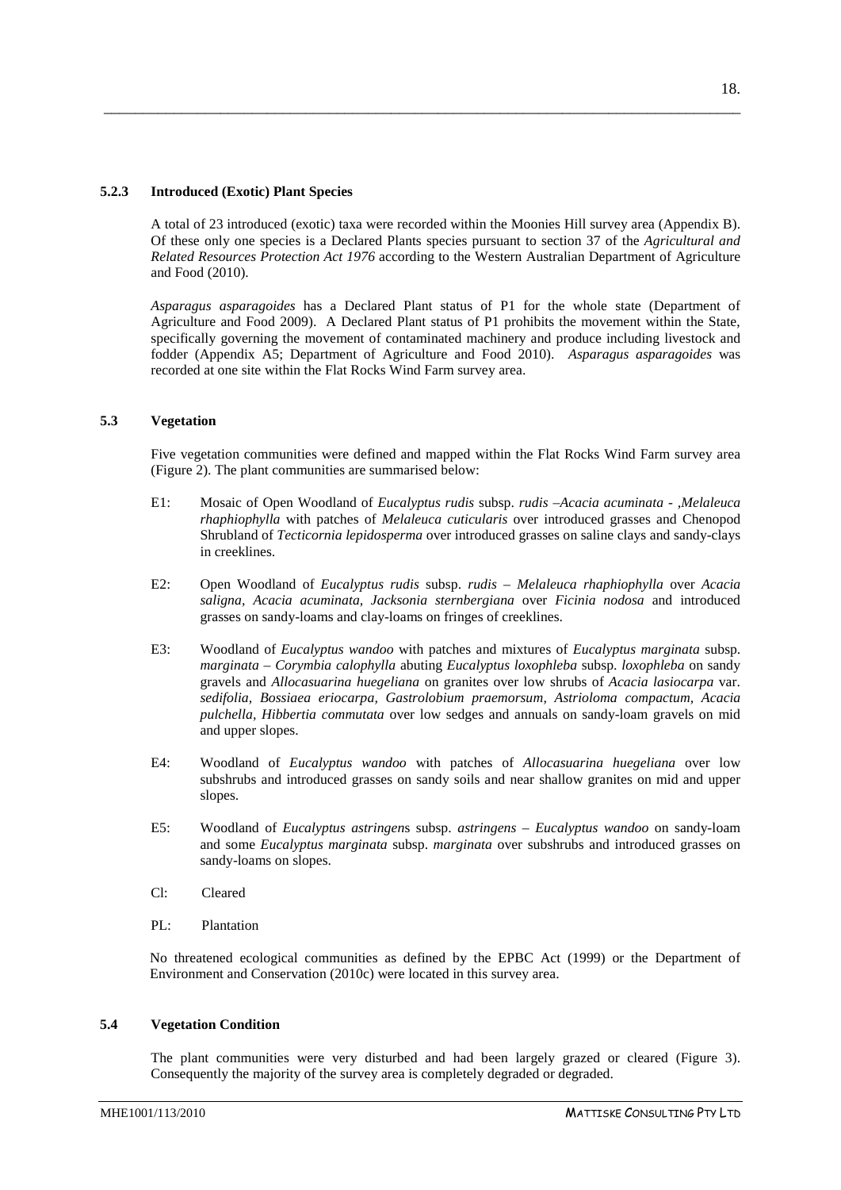### 5.2.3 Introduced (Exotic) Plant Species

A total of 23 introduced (exotic) taxa were recorded within the Moonies Hill survey area (Appendix B). Of these only one species is a Declared Plants species pursuant to section 37 of the *Agricultural and Related Resources Protection Act 1976* according to the Western Australian Department of Agriculture and Food (2010).

*Asparagus asparagoides* has a Declared Plant status of P1 for the whole state (Department of Agriculture and Food 2009). A Declared Plant status of P1 prohibits the movement within the State, specifically governing the movement of contaminated machinery and produce including livestock and fodder (Appendix A5; Department of Agriculture and Food 2010). *Asparagus asparagoides* was recorded at one site within the Flat Rocks Wind Farm survey area.

## 5.3 Vegetation

Five vegetation communities were defined and mapped within the Flat Rocks Wind Farm survey area (Figure 2). The plant communities are summarised below:

- E1: Mosaic of Open Woodland of *Eucalyptus rudis* subsp. *rudis –Acacia acuminata - ,Melaleuca rhaphiophylla* with patches of *Melaleuca cuticularis* over introduced grasses and Chenopod Shrubland of *Tecticornia lepidosperma* over introduced grasses on saline clays and sandy-clays in creeklines.

- E2: Open Woodland of *Eucalyptus rudis* subsp. *rudis – Melaleuca rhaphiophylla* over *Acacia saligna, Acacia acuminata, Jacksonia sternbergiana* over *Ficinia nodosa* and introduced grasses on sandy-loams and clay-loams on fringes of creeklines.

- E3: Woodland of *Eucalyptus wandoo* with patches and mixtures of *Eucalyptus marginata* subsp. *marginata – Corymbia calophylla* abuting *Eucalyptus loxophleba* subsp. *loxophleba* on sandy gravels and *Allocasuarina huegeliana* on granites over low shrubs of *Acacia lasiocarpa* var. *sedifolia, Bossiaea eriocarpa, Gastrolobium praemorsum, Astrioloma compactum, Acacia pulchella, Hibbertia commutata* over low sedges and annuals on sandy-loam gravels on mid and upper slopes.

- E4: Woodland of *Eucalyptus wandoo* with patches of *Allocasuarina huegeliana* over low subshrubs and introduced grasses on sandy soils and near shallow granites on mid and upper slopes.

- E5: Woodland of *Eucalyptus astringens* subsp. *astringens – Eucalyptus wandoo* on sandy-loam and some *Eucalyptus marginata* subsp. *marginata* over subshrubs and introduced grasses on sandy-loams on slopes.

- Cl: Cleared

- PL: Plantation

No threatened ecological communities as defined by the EPBC Act (1999) or the Department of Environment and Conservation (2010c) were located in this survey area.

## 5.4 Vegetation Condition

The plant communities were very disturbed and had been largely grazed or cleared (Figure 3). Consequently the majority of the survey area is completely degraded or degraded.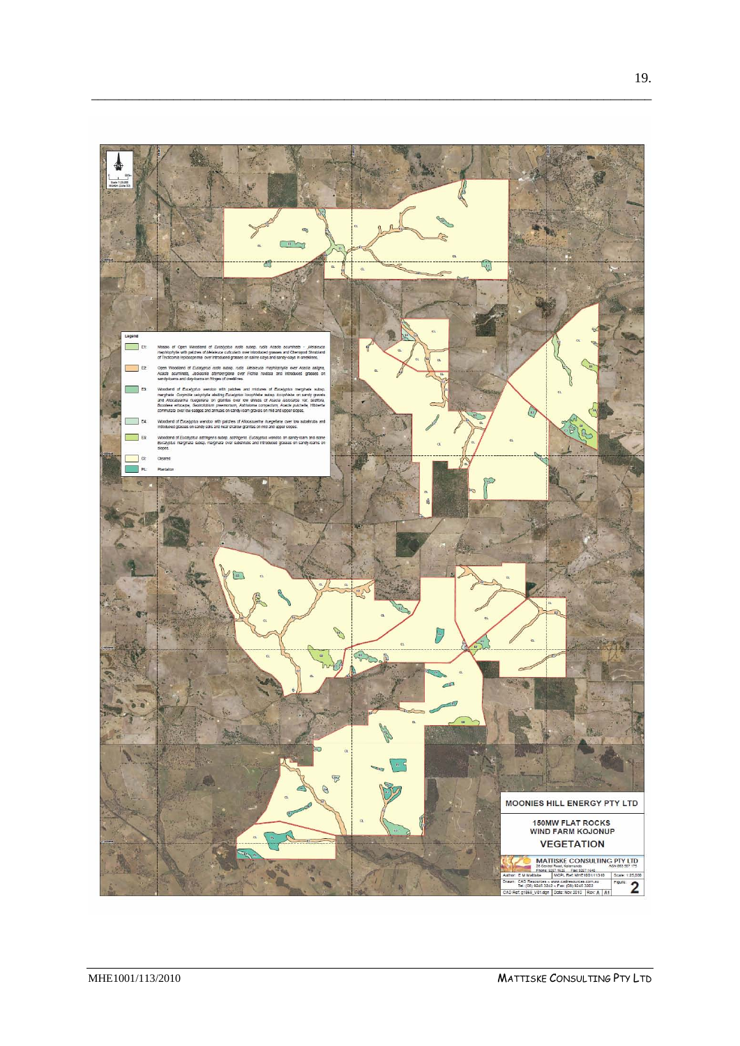Legend

- E1: Mosaic of Open Woodland of *Eucalyptus rudis* subsp. *rudis* *Acacia acuminata* - *Melaleuca rhaphiophylla* with patches of *Melaleuca cuticularis* over introduced grasses and Chenopod Shrubland of *Tecticornia leptoclada* over introduced grasses on saline clays and sandy-clays in creeklines.
- E2: Open Woodland of *Eucalyptus rudis* subsp. *rudis* *Melaleuca rhaphiophylla* over *Acacia saligna*, *Acacia acuminata*, *Jacksonia sternbergiana* over *Ficinia nodosa* and introduced grasses on sandy-loams and clay-loams on fringes of creeklines.
- E3: Woodland of *Eucalyptus wandoo* with patches and mixtures of *Eucalyptus marginata* subsp. *marginata* *Corymbia calophylla* shading *Eucalyptus loxophleba* subsp. *loxophleba* on sandy gravels and *Allocasuarina huegeliana* on granites over low shrubs of *Acacia lasiocarpa* var. *sedifolia*, *Bossiaea eriocarpa*, *Gastrolobium praemorsum*, *Astroloma compactum*, *Acacia pulchella*, *Hibbertia commutata* over low sedges and annuals on sandy-loam gravels on mid and upper slopes.
- E4: Woodland of *Eucalyptus wandoo* with patches of *Allocasuarina huegeliana* over low subshrubs and introduced grasses on sandy soils and near shallow granites on mid and upper slopes.
- E5: Woodland of *Eucalyptus astringens* subsp. *astringens*, *Eucalyptus wandoo* on sandy-loam and some *Eucalyptus marginata* subsp. *marginata* over subshrubs and introduced grasses on sandy-loams on slopes.
- Cl: Cleared
- PL: Plantation

MOONIES HILL ENERGY PTY LTD

150MW FLAT ROCKS WIND FARM KOJONUP

VEGETATION

MATTISKE CONSULTING PTY LTD

Author: E M Mattiske | MCPL Ref: MHE1001/113/10 | Scale: 1:25,000

Drawn: CAD Resources | Figure: 2

Date: Nov 2010 | Rev: A | A1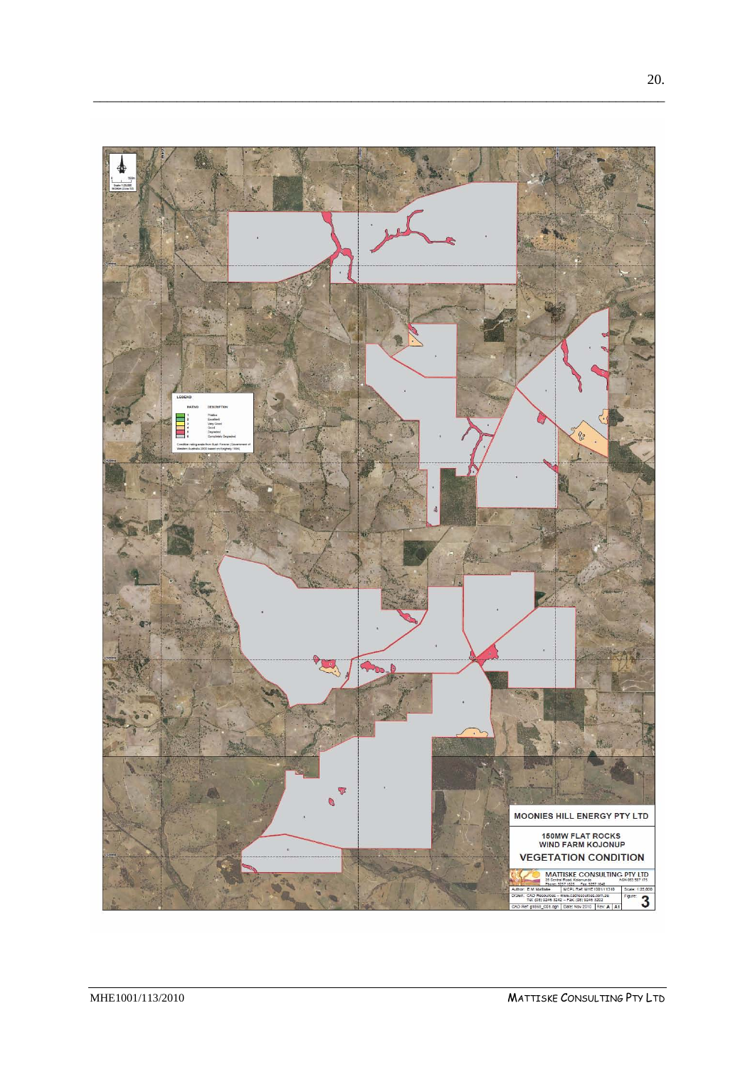LEGEND

| RATING | DESCRIPTION |
| --- | --- |
| 1 | Pristine |
| 2 | Excellent |
| 3 | Very Good |
| 4 | Good |
| 5 | Degraded |
| 6 | Completely Degraded |

Condition rating scale from Bush Forever (Government of Western Australia 2000 based on Keighery 1994)

MOONIES HILL ENERGY PTY LTD

150MW FLAT ROCKS WIND FARM KOJONUP

VEGETATION CONDITION

MATTISKE CONSULTING PTY LTD

Author: E.M. Mattiske | MCPL Ref: MHE1001/113/10 | Scale: 1:25,000

Drawn: CAD Resources – www.cadresources.com.au | Figure: 3

CAD Ref: g1868_C01.dgn | Date: Nov 2010 | Rev: A | A3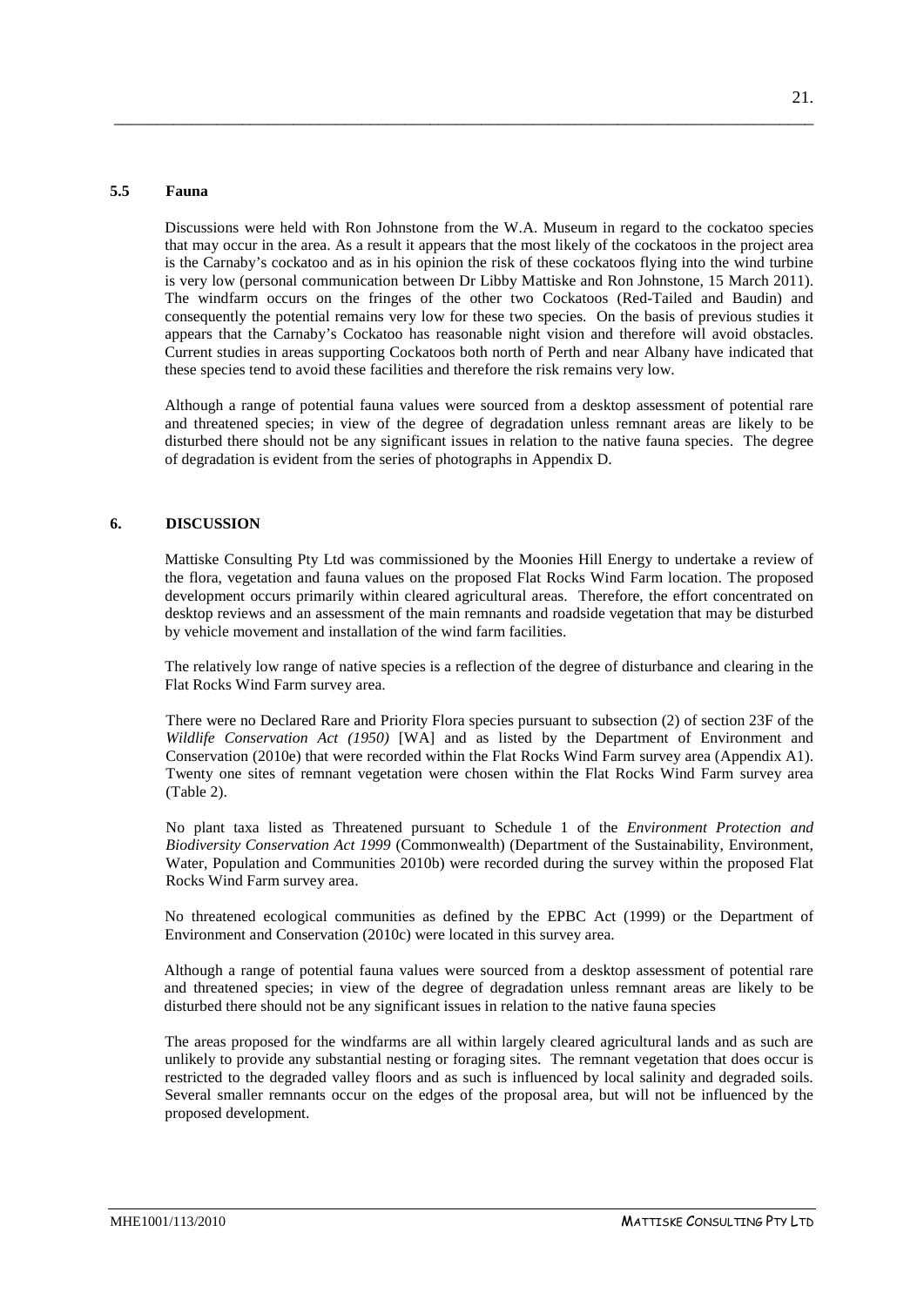### 5.5 Fauna

Discussions were held with Ron Johnstone from the W.A. Museum in regard to the cockatoo species that may occur in the area. As a result it appears that the most likely of the cockatoos in the project area is the Carnaby's cockatoo and as in his opinion the risk of these cockatoos flying into the wind turbine is very low (personal communication between Dr Libby Mattiske and Ron Johnstone, 15 March 2011). The windfarm occurs on the fringes of the other two Cockatoos (Red-Tailed and Baudin) and consequently the potential remains very low for these two species. On the basis of previous studies it appears that the Carnaby's Cockatoo has reasonable night vision and therefore will avoid obstacles. Current studies in areas supporting Cockatoos both north of Perth and near Albany have indicated that these species tend to avoid these facilities and therefore the risk remains very low.

Although a range of potential fauna values were sourced from a desktop assessment of potential rare and threatened species; in view of the degree of degradation unless remnant areas are likely to be disturbed there should not be any significant issues in relation to the native fauna species. The degree of degradation is evident from the series of photographs in Appendix D.

## 6. DISCUSSION

Mattiske Consulting Pty Ltd was commissioned by the Moonies Hill Energy to undertake a review of the flora, vegetation and fauna values on the proposed Flat Rocks Wind Farm location. The proposed development occurs primarily within cleared agricultural areas. Therefore, the effort concentrated on desktop reviews and an assessment of the main remnants and roadside vegetation that may be disturbed by vehicle movement and installation of the wind farm facilities.

The relatively low range of native species is a reflection of the degree of disturbance and clearing in the Flat Rocks Wind Farm survey area.

There were no Declared Rare and Priority Flora species pursuant to subsection (2) of section 23F of the *Wildlife Conservation Act (1950)* [WA] and as listed by the Department of Environment and Conservation (2010e) that were recorded within the Flat Rocks Wind Farm survey area (Appendix A1). Twenty one sites of remnant vegetation were chosen within the Flat Rocks Wind Farm survey area (Table 2).

No plant taxa listed as Threatened pursuant to Schedule 1 of the *Environment Protection and Biodiversity Conservation Act 1999* (Commonwealth) (Department of the Sustainability, Environment, Water, Population and Communities 2010b) were recorded during the survey within the proposed Flat Rocks Wind Farm survey area.

No threatened ecological communities as defined by the EPBC Act (1999) or the Department of Environment and Conservation (2010c) were located in this survey area.

Although a range of potential fauna values were sourced from a desktop assessment of potential rare and threatened species; in view of the degree of degradation unless remnant areas are likely to be disturbed there should not be any significant issues in relation to the native fauna species

The areas proposed for the windfarms are all within largely cleared agricultural lands and as such are unlikely to provide any substantial nesting or foraging sites. The remnant vegetation that does occur is restricted to the degraded valley floors and as such is influenced by local salinity and degraded soils. Several smaller remnants occur on the edges of the proposal area, but will not be influenced by the proposed development.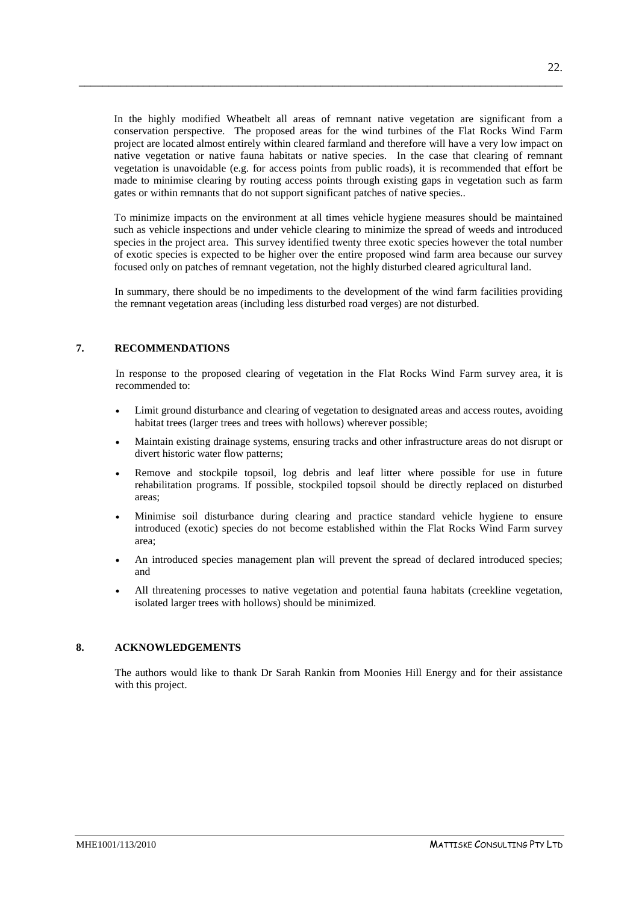In the highly modified Wheatbelt all areas of remnant native vegetation are significant from a conservation perspective. The proposed areas for the wind turbines of the Flat Rocks Wind Farm project are located almost entirely within cleared farmland and therefore will have a very low impact on native vegetation or native fauna habitats or native species. In the case that clearing of remnant vegetation is unavoidable (e.g. for access points from public roads), it is recommended that effort be made to minimise clearing by routing access points through existing gaps in vegetation such as farm gates or within remnants that do not support significant patches of native species..

To minimize impacts on the environment at all times vehicle hygiene measures should be maintained such as vehicle inspections and under vehicle clearing to minimize the spread of weeds and introduced species in the project area. This survey identified twenty three exotic species however the total number of exotic species is expected to be higher over the entire proposed wind farm area because our survey focused only on patches of remnant vegetation, not the highly disturbed cleared agricultural land.

In summary, there should be no impediments to the development of the wind farm facilities providing the remnant vegetation areas (including less disturbed road verges) are not disturbed.

## 7. RECOMMENDATIONS

In response to the proposed clearing of vegetation in the Flat Rocks Wind Farm survey area, it is recommended to:

- Limit ground disturbance and clearing of vegetation to designated areas and access routes, avoiding habitat trees (larger trees and trees with hollows) wherever possible;
- Maintain existing drainage systems, ensuring tracks and other infrastructure areas do not disrupt or divert historic water flow patterns;
- Remove and stockpile topsoil, log debris and leaf litter where possible for use in future rehabilitation programs. If possible, stockpiled topsoil should be directly replaced on disturbed areas;
- Minimise soil disturbance during clearing and practice standard vehicle hygiene to ensure introduced (exotic) species do not become established within the Flat Rocks Wind Farm survey area;
- An introduced species management plan will prevent the spread of declared introduced species; and
- All threatening processes to native vegetation and potential fauna habitats (creekline vegetation, isolated larger trees with hollows) should be minimized.

## 8. ACKNOWLEDGEMENTS

The authors would like to thank Dr Sarah Rankin from Moonies Hill Energy and for their assistance with this project.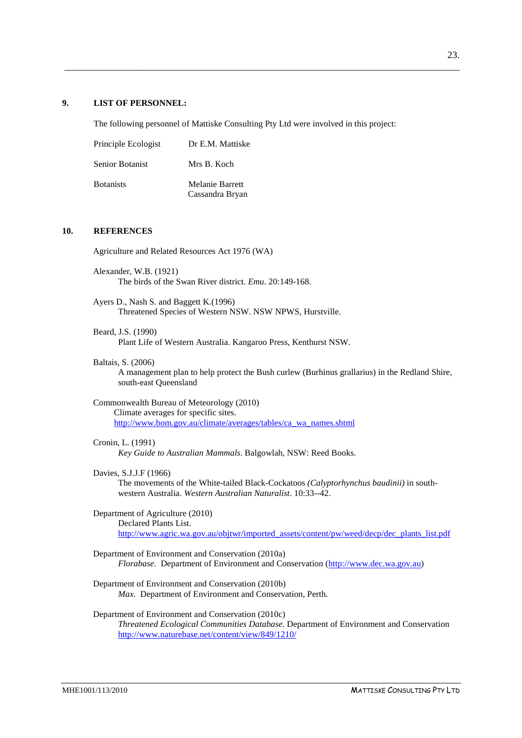## 9. LIST OF PERSONNEL:

The following personnel of Mattiske Consulting Pty Ltd were involved in this project:

| | |
|---|---|
| Principle Ecologist | Dr E.M. Mattiske |
| Senior Botanist | Mrs B. Koch |
| Botanists | Melanie Barrett<br>Cassandra Bryan |

## 10. REFERENCES

Agriculture and Related Resources Act 1976 (WA)

Alexander, W.B. (1921)
The birds of the Swan River district. *Emu*. 20:149-168.

Ayers D., Nash S. and Baggett K.(1996)
Threatened Species of Western NSW. NSW NPWS, Hurstville.

Beard, J.S. (1990)
Plant Life of Western Australia. Kangaroo Press, Kenthurst NSW.

Baltais, S. (2006)
A management plan to help protect the Bush curlew (Burhinus grallarius) in the Redland Shire, south-east Queensland

Commonwealth Bureau of Meteorology (2010)
Climate averages for specific sites.
http://www.bom.gov.au/climate/averages/tables/ca_wa_names.shtml

Cronin, L. (1991)
*Key Guide to Australian Mammals*. Balgowlah, NSW: Reed Books.

Davies, S.J.J.F (1966)
The movements of the White-tailed Black-Cockatoos *(Calyptorhynchus baudinii)* in south-western Australia. *Western Australian Naturalist*. 10:33--42.

Department of Agriculture (2010)
Declared Plants List.
http://www.agric.wa.gov.au/objtwr/imported_assets/content/pw/weed/decp/dec_plants_list.pdf

Department of Environment and Conservation (2010a)
*Florabase.* Department of Environment and Conservation (http://www.dec.wa.gov.au)

Department of Environment and Conservation (2010b)
*Max.* Department of Environment and Conservation, Perth.

Department of Environment and Conservation (2010c)
*Threatened Ecological Communities Database.* Department of Environment and Conservation
http://www.naturebase.net/content/view/849/1210/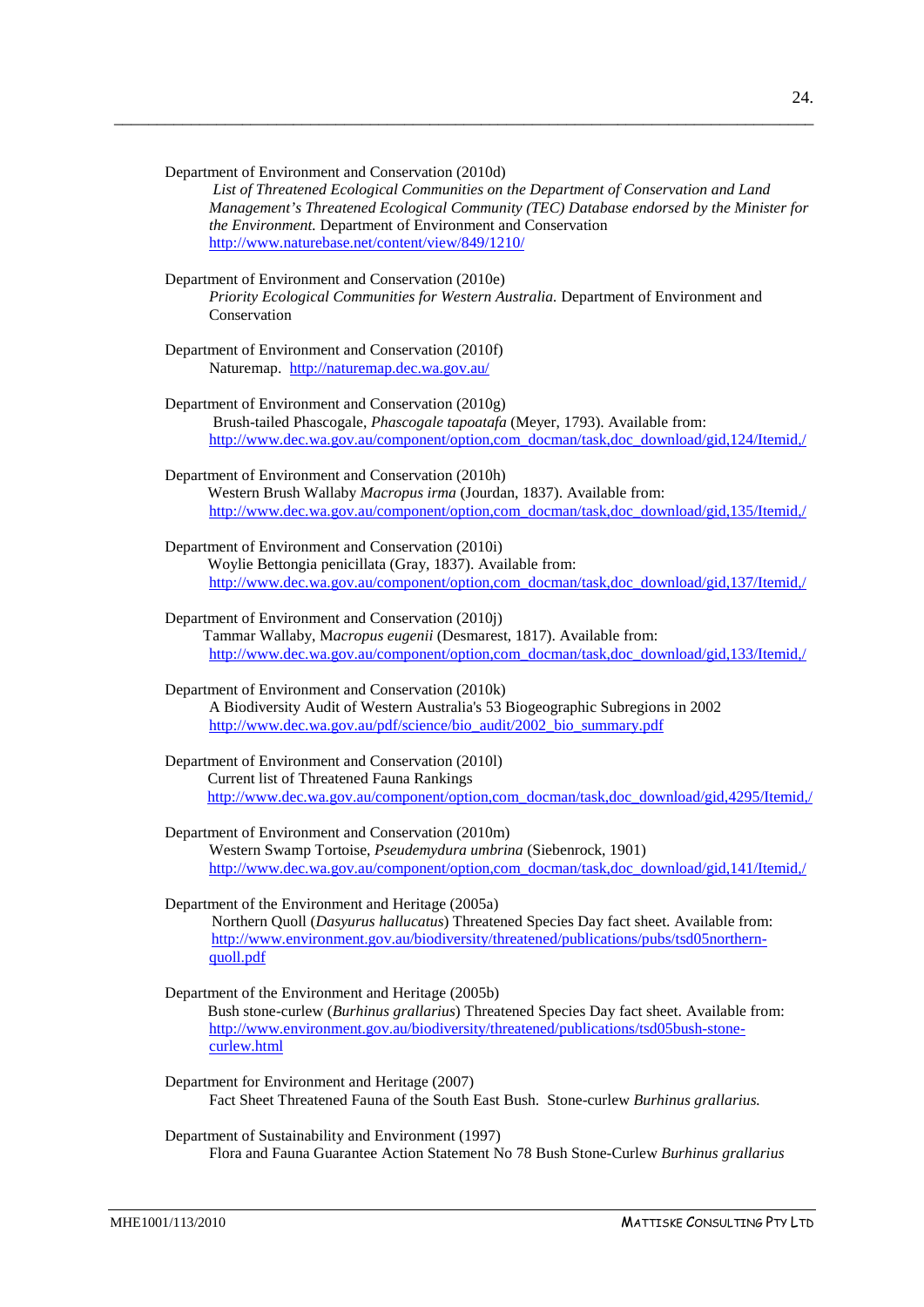Department of Environment and Conservation (2010d)
*List of Threatened Ecological Communities on the Department of Conservation and Land Management's Threatened Ecological Community (TEC) Database endorsed by the Minister for the Environment.* Department of Environment and Conservation
http://www.naturebase.net/content/view/849/1210/

Department of Environment and Conservation (2010e)
*Priority Ecological Communities for Western Australia.* Department of Environment and Conservation

Department of Environment and Conservation (2010f)
Naturemap. http://naturemap.dec.wa.gov.au/

Department of Environment and Conservation (2010g)
Brush-tailed Phascogale, *Phascogale tapoatafa* (Meyer, 1793). Available from:
http://www.dec.wa.gov.au/component/option,com_docman/task,doc_download/gid,124/Itemid,/

Department of Environment and Conservation (2010h)
Western Brush Wallaby *Macropus irma* (Jourdan, 1837). Available from:
http://www.dec.wa.gov.au/component/option,com_docman/task,doc_download/gid,135/Itemid,/

Department of Environment and Conservation (2010i)
Woylie Bettongia penicillata (Gray, 1837). Available from:
http://www.dec.wa.gov.au/component/option,com_docman/task,doc_download/gid,137/Itemid,/

Department of Environment and Conservation (2010j)
Tammar Wallaby, M*acropus eugenii* (Desmarest, 1817). Available from:
http://www.dec.wa.gov.au/component/option,com_docman/task,doc_download/gid,133/Itemid,/

Department of Environment and Conservation (2010k)
A Biodiversity Audit of Western Australia's 53 Biogeographic Subregions in 2002
http://www.dec.wa.gov.au/pdf/science/bio_audit/2002_bio_summary.pdf

Department of Environment and Conservation (2010l)
Current list of Threatened Fauna Rankings
http://www.dec.wa.gov.au/component/option,com_docman/task,doc_download/gid,4295/Itemid,/

Department of Environment and Conservation (2010m)
Western Swamp Tortoise, *Pseudemydura umbrina* (Siebenrock, 1901)
http://www.dec.wa.gov.au/component/option,com_docman/task,doc_download/gid,141/Itemid,/

Department of the Environment and Heritage (2005a)
Northern Quoll (*Dasyurus hallucatus*) Threatened Species Day fact sheet. Available from:
http://www.environment.gov.au/biodiversity/threatened/publications/pubs/tsd05northern-quoll.pdf

Department of the Environment and Heritage (2005b)
Bush stone-curlew (*Burhinus grallarius*) Threatened Species Day fact sheet. Available from:
http://www.environment.gov.au/biodiversity/threatened/publications/tsd05bush-stone-curlew.html

Department for Environment and Heritage (2007)
Fact Sheet Threatened Fauna of the South East Bush. Stone-curlew *Burhinus grallarius.*

Department of Sustainability and Environment (1997)
Flora and Fauna Guarantee Action Statement No 78 Bush Stone-Curlew *Burhinus grallarius*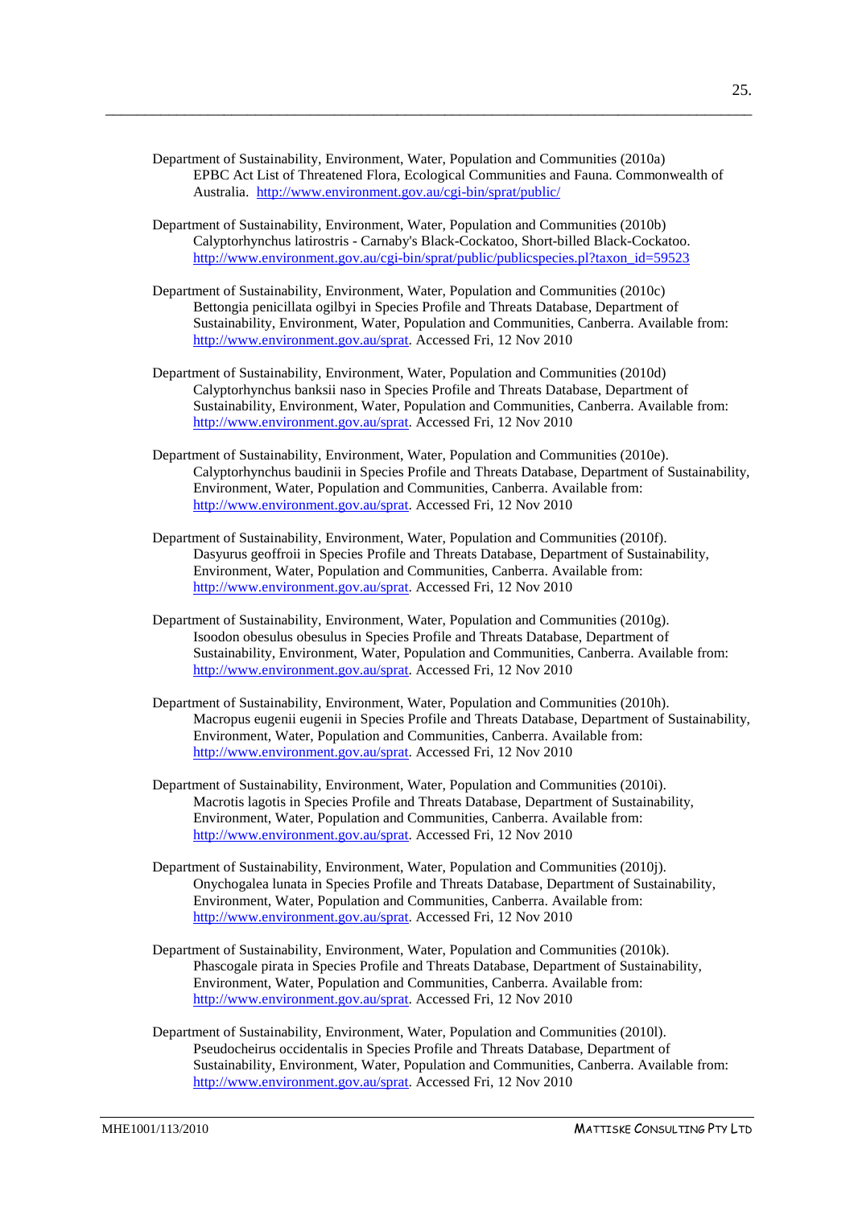Department of Sustainability, Environment, Water, Population and Communities (2010a) EPBC Act List of Threatened Flora, Ecological Communities and Fauna. Commonwealth of Australia. http://www.environment.gov.au/cgi-bin/sprat/public/

Department of Sustainability, Environment, Water, Population and Communities (2010b) Calyptorhynchus latirostris - Carnaby's Black-Cockatoo, Short-billed Black-Cockatoo. http://www.environment.gov.au/cgi-bin/sprat/public/publicspecies.pl?taxon_id=59523

Department of Sustainability, Environment, Water, Population and Communities (2010c) Bettongia penicillata ogilbyi in Species Profile and Threats Database, Department of Sustainability, Environment, Water, Population and Communities, Canberra. Available from: http://www.environment.gov.au/sprat. Accessed Fri, 12 Nov 2010

Department of Sustainability, Environment, Water, Population and Communities (2010d) Calyptorhynchus banksii naso in Species Profile and Threats Database, Department of Sustainability, Environment, Water, Population and Communities, Canberra. Available from: http://www.environment.gov.au/sprat. Accessed Fri, 12 Nov 2010

Department of Sustainability, Environment, Water, Population and Communities (2010e). Calyptorhynchus baudinii in Species Profile and Threats Database, Department of Sustainability, Environment, Water, Population and Communities, Canberra. Available from: http://www.environment.gov.au/sprat. Accessed Fri, 12 Nov 2010

Department of Sustainability, Environment, Water, Population and Communities (2010f). Dasyurus geoffroii in Species Profile and Threats Database, Department of Sustainability, Environment, Water, Population and Communities, Canberra. Available from: http://www.environment.gov.au/sprat. Accessed Fri, 12 Nov 2010

Department of Sustainability, Environment, Water, Population and Communities (2010g). Isoodon obesulus obesulus in Species Profile and Threats Database, Department of Sustainability, Environment, Water, Population and Communities, Canberra. Available from: http://www.environment.gov.au/sprat. Accessed Fri, 12 Nov 2010

Department of Sustainability, Environment, Water, Population and Communities (2010h). Macropus eugenii eugenii in Species Profile and Threats Database, Department of Sustainability, Environment, Water, Population and Communities, Canberra. Available from: http://www.environment.gov.au/sprat. Accessed Fri, 12 Nov 2010

Department of Sustainability, Environment, Water, Population and Communities (2010i). Macrotis lagotis in Species Profile and Threats Database, Department of Sustainability, Environment, Water, Population and Communities, Canberra. Available from: http://www.environment.gov.au/sprat. Accessed Fri, 12 Nov 2010

Department of Sustainability, Environment, Water, Population and Communities (2010j). Onychogalea lunata in Species Profile and Threats Database, Department of Sustainability, Environment, Water, Population and Communities, Canberra. Available from: http://www.environment.gov.au/sprat. Accessed Fri, 12 Nov 2010

Department of Sustainability, Environment, Water, Population and Communities (2010k). Phascogale pirata in Species Profile and Threats Database, Department of Sustainability, Environment, Water, Population and Communities, Canberra. Available from: http://www.environment.gov.au/sprat. Accessed Fri, 12 Nov 2010

Department of Sustainability, Environment, Water, Population and Communities (2010l). Pseudocheirus occidentalis in Species Profile and Threats Database, Department of Sustainability, Environment, Water, Population and Communities, Canberra. Available from: http://www.environment.gov.au/sprat. Accessed Fri, 12 Nov 2010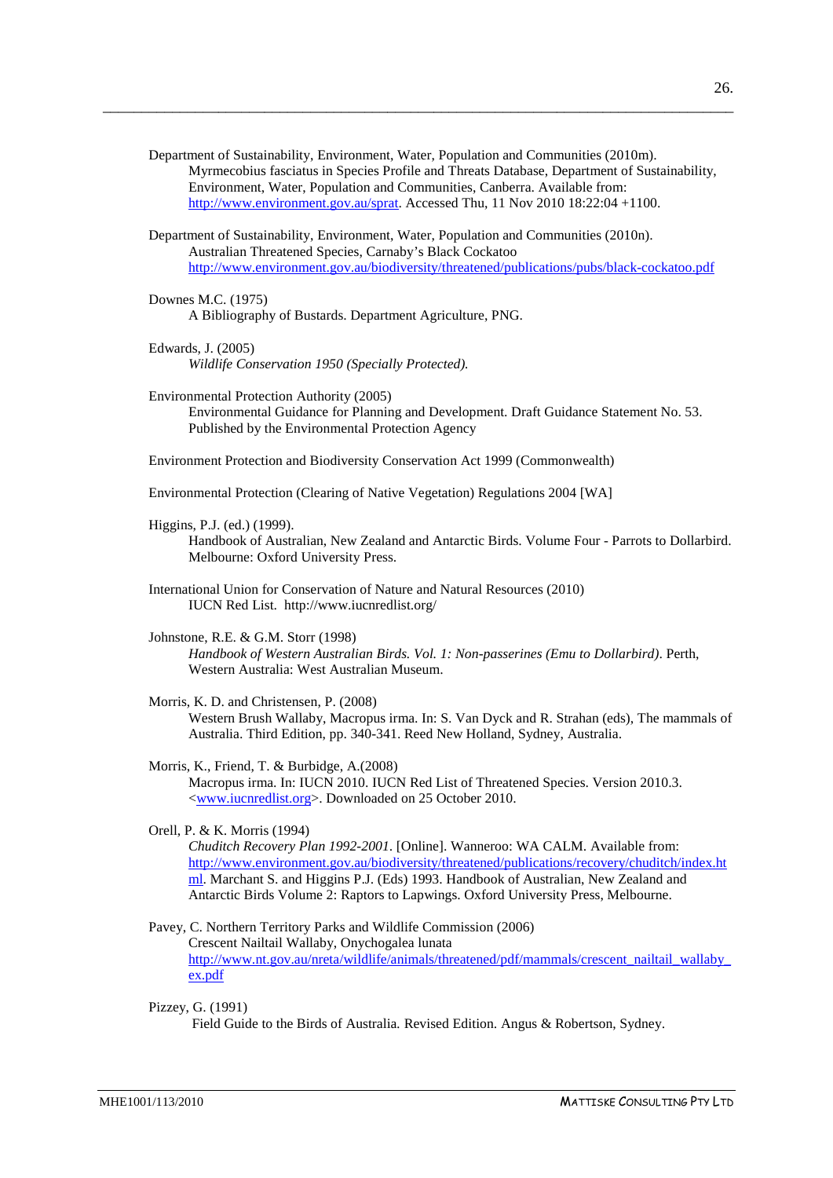Department of Sustainability, Environment, Water, Population and Communities (2010m).
Myrmecobius fasciatus in Species Profile and Threats Database, Department of Sustainability, Environment, Water, Population and Communities, Canberra. Available from: http://www.environment.gov.au/sprat. Accessed Thu, 11 Nov 2010 18:22:04 +1100.

Department of Sustainability, Environment, Water, Population and Communities (2010n).
Australian Threatened Species, Carnaby's Black Cockatoo http://www.environment.gov.au/biodiversity/threatened/publications/pubs/black-cockatoo.pdf

Downes M.C. (1975)
A Bibliography of Bustards. Department Agriculture, PNG.

Edwards, J. (2005)
*Wildlife Conservation 1950 (Specially Protected).*

Environmental Protection Authority (2005)
Environmental Guidance for Planning and Development. Draft Guidance Statement No. 53. Published by the Environmental Protection Agency

Environment Protection and Biodiversity Conservation Act 1999 (Commonwealth)

Environmental Protection (Clearing of Native Vegetation) Regulations 2004 [WA]

Higgins, P.J. (ed.) (1999).
Handbook of Australian, New Zealand and Antarctic Birds. Volume Four - Parrots to Dollarbird. Melbourne: Oxford University Press.

International Union for Conservation of Nature and Natural Resources (2010)
IUCN Red List. http://www.iucnredlist.org/

Johnstone, R.E. & G.M. Storr (1998)
*Handbook of Western Australian Birds. Vol. 1: Non-passerines (Emu to Dollarbird)*. Perth, Western Australia: West Australian Museum.

Morris, K. D. and Christensen, P. (2008)
Western Brush Wallaby, Macropus irma. In: S. Van Dyck and R. Strahan (eds), The mammals of Australia. Third Edition, pp. 340-341. Reed New Holland, Sydney, Australia.

Morris, K., Friend, T. & Burbidge, A.(2008)
Macropus irma. In: IUCN 2010. IUCN Red List of Threatened Species. Version 2010.3. <www.iucnredlist.org>. Downloaded on 25 October 2010.

Orell, P. & K. Morris (1994)
*Chuditch Recovery Plan 1992-2001*. [Online]. Wanneroo: WA CALM. Available from: http://www.environment.gov.au/biodiversity/threatened/publications/recovery/chuditch/index.html. Marchant S. and Higgins P.J. (Eds) 1993. Handbook of Australian, New Zealand and Antarctic Birds Volume 2: Raptors to Lapwings. Oxford University Press, Melbourne.

Pavey, C. Northern Territory Parks and Wildlife Commission (2006)
Crescent Nailtail Wallaby, Onychogalea lunata http://www.nt.gov.au/nreta/wildlife/animals/threatened/pdf/mammals/crescent_nailtail_wallaby_ex.pdf

Pizzey, G. (1991)
Field Guide to the Birds of Australia. Revised Edition. Angus & Robertson, Sydney.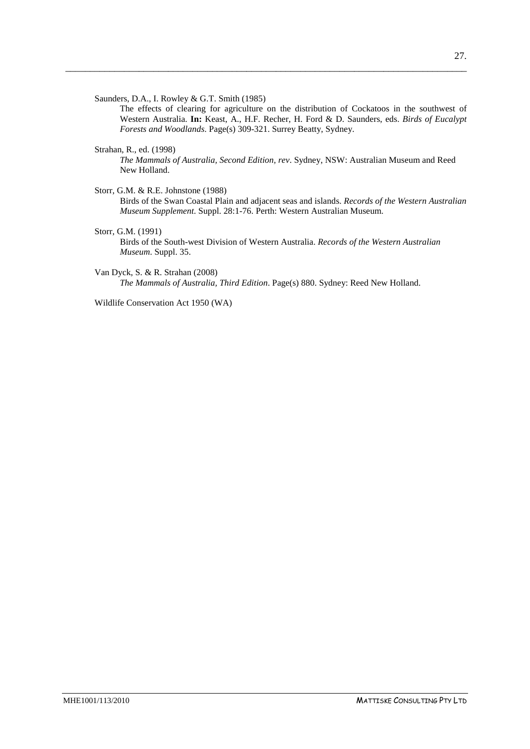Saunders, D.A., I. Rowley & G.T. Smith (1985)

The effects of clearing for agriculture on the distribution of Cockatoos in the southwest of Western Australia. **In:** Keast, A., H.F. Recher, H. Ford & D. Saunders, eds. *Birds of Eucalypt Forests and Woodlands*. Page(s) 309-321. Surrey Beatty, Sydney.

Strahan, R., ed. (1998)

*The Mammals of Australia, Second Edition, rev*. Sydney, NSW: Australian Museum and Reed New Holland.

Storr, G.M. & R.E. Johnstone (1988)

Birds of the Swan Coastal Plain and adjacent seas and islands. *Records of the Western Australian Museum Supplement*. Suppl. 28:1-76. Perth: Western Australian Museum.

Storr, G.M. (1991)

Birds of the South-west Division of Western Australia. *Records of the Western Australian Museum*. Suppl. 35.

Van Dyck, S. & R. Strahan (2008)

*The Mammals of Australia, Third Edition*. Page(s) 880. Sydney: Reed New Holland.

Wildlife Conservation Act 1950 (WA)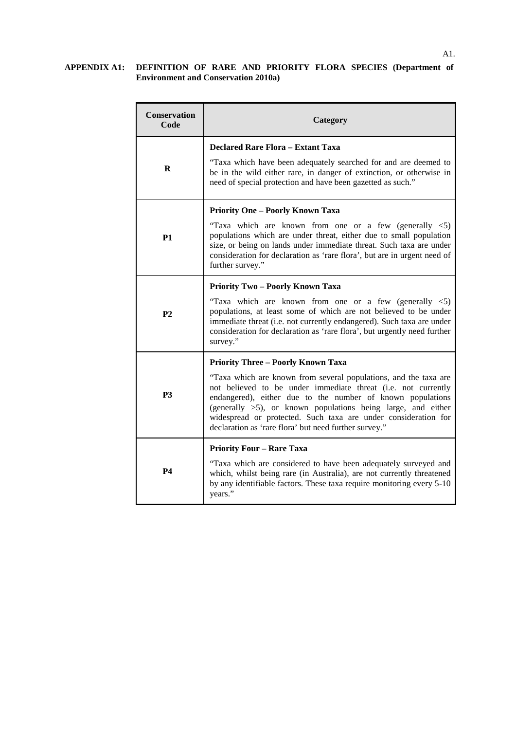## APPENDIX A1: DEFINITION OF RARE AND PRIORITY FLORA SPECIES (Department of Environment and Conservation 2010a)

| Conservation Code | Category |
|---|---|
| **R** | **Declared Rare Flora – Extant Taxa**<br>"Taxa which have been adequately searched for and are deemed to be in the wild either rare, in danger of extinction, or otherwise in need of special protection and have been gazetted as such." |
| **P1** | **Priority One – Poorly Known Taxa**<br>"Taxa which are known from one or a few (generally <5) populations which are under threat, either due to small population size, or being on lands under immediate threat. Such taxa are under consideration for declaration as 'rare flora', but are in urgent need of further survey." |
| **P2** | **Priority Two – Poorly Known Taxa**<br>"Taxa which are known from one or a few (generally <5) populations, at least some of which are not believed to be under immediate threat (i.e. not currently endangered). Such taxa are under consideration for declaration as 'rare flora', but urgently need further survey." |
| **P3** | **Priority Three – Poorly Known Taxa**<br>"Taxa which are known from several populations, and the taxa are not believed to be under immediate threat (i.e. not currently endangered), either due to the number of known populations (generally >5), or known populations being large, and either widespread or protected. Such taxa are under consideration for declaration as 'rare flora' but need further survey." |
| **P4** | **Priority Four – Rare Taxa**<br>"Taxa which are considered to have been adequately surveyed and which, whilst being rare (in Australia), are not currently threatened by any identifiable factors. These taxa require monitoring every 5-10 years." |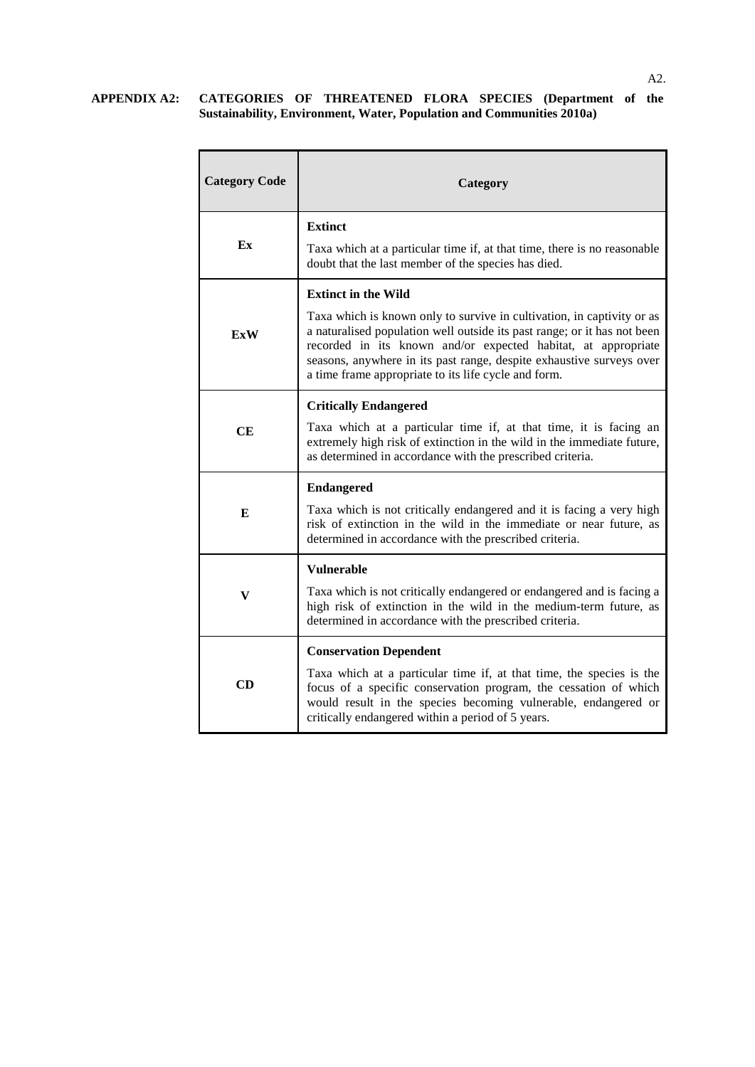**APPENDIX A2: CATEGORIES OF THREATENED FLORA SPECIES (Department of the Sustainability, Environment, Water, Population and Communities 2010a)**

| Category Code | Category |
|---|---|
| **Ex** | **Extinct**<br>Taxa which at a particular time if, at that time, there is no reasonable doubt that the last member of the species has died. |
| **ExW** | **Extinct in the Wild**<br>Taxa which is known only to survive in cultivation, in captivity or as a naturalised population well outside its past range; or it has not been recorded in its known and/or expected habitat, at appropriate seasons, anywhere in its past range, despite exhaustive surveys over a time frame appropriate to its life cycle and form. |
| **CE** | **Critically Endangered**<br>Taxa which at a particular time if, at that time, it is facing an extremely high risk of extinction in the wild in the immediate future, as determined in accordance with the prescribed criteria. |
| **E** | **Endangered**<br>Taxa which is not critically endangered and it is facing a very high risk of extinction in the wild in the immediate or near future, as determined in accordance with the prescribed criteria. |
| **V** | **Vulnerable**<br>Taxa which is not critically endangered or endangered and is facing a high risk of extinction in the wild in the medium-term future, as determined in accordance with the prescribed criteria. |
| **CD** | **Conservation Dependent**<br>Taxa which at a particular time if, at that time, the species is the focus of a specific conservation program, the cessation of which would result in the species becoming vulnerable, endangered or critically endangered within a period of 5 years. |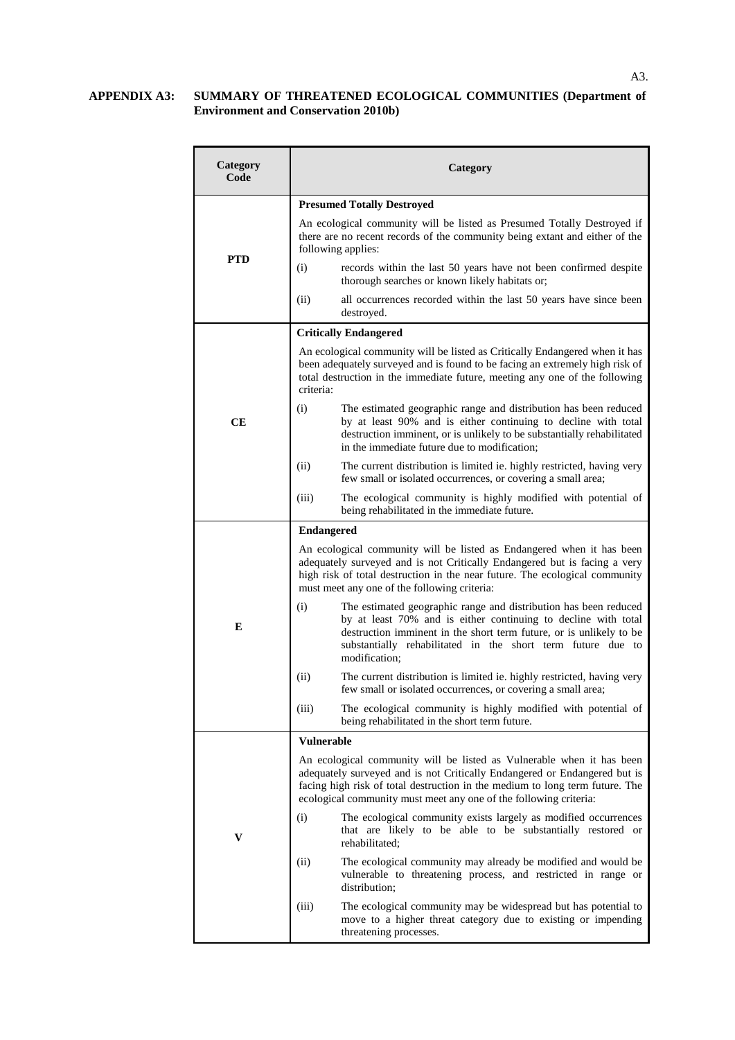## APPENDIX A3: SUMMARY OF THREATENED ECOLOGICAL COMMUNITIES (Department of Environment and Conservation 2010b)

| Category Code | Category |
|---|---|
| **PTD** | **Presumed Totally Destroyed**<br><br>An ecological community will be listed as Presumed Totally Destroyed if there are no recent records of the community being extant and either of the following applies:<br><br>(i) records within the last 50 years have not been confirmed despite thorough searches or known likely habitats or;<br><br>(ii) all occurrences recorded within the last 50 years have since been destroyed. |
| **CE** | **Critically Endangered**<br><br>An ecological community will be listed as Critically Endangered when it has been adequately surveyed and is found to be facing an extremely high risk of total destruction in the immediate future, meeting any one of the following criteria:<br><br>(i) The estimated geographic range and distribution has been reduced by at least 90% and is either continuing to decline with total destruction imminent, or is unlikely to be substantially rehabilitated in the immediate future due to modification;<br><br>(ii) The current distribution is limited ie. highly restricted, having very few small or isolated occurrences, or covering a small area;<br><br>(iii) The ecological community is highly modified with potential of being rehabilitated in the immediate future. |
| **E** | **Endangered**<br><br>An ecological community will be listed as Endangered when it has been adequately surveyed and is not Critically Endangered but is facing a very high risk of total destruction in the near future. The ecological community must meet any one of the following criteria:<br><br>(i) The estimated geographic range and distribution has been reduced by at least 70% and is either continuing to decline with total destruction imminent in the short term future, or is unlikely to be substantially rehabilitated in the short term future due to modification;<br><br>(ii) The current distribution is limited ie. highly restricted, having very few small or isolated occurrences, or covering a small area;<br><br>(iii) The ecological community is highly modified with potential of being rehabilitated in the short term future. |
| **V** | **Vulnerable**<br><br>An ecological community will be listed as Vulnerable when it has been adequately surveyed and is not Critically Endangered or Endangered but is facing high risk of total destruction in the medium to long term future. The ecological community must meet any one of the following criteria:<br><br>(i) The ecological community exists largely as modified occurrences that are likely to be able to be substantially restored or rehabilitated;<br><br>(ii) The ecological community may already be modified and would be vulnerable to threatening process, and restricted in range or distribution;<br><br>(iii) The ecological community may be widespread but has potential to move to a higher threat category due to existing or impending threatening processes. |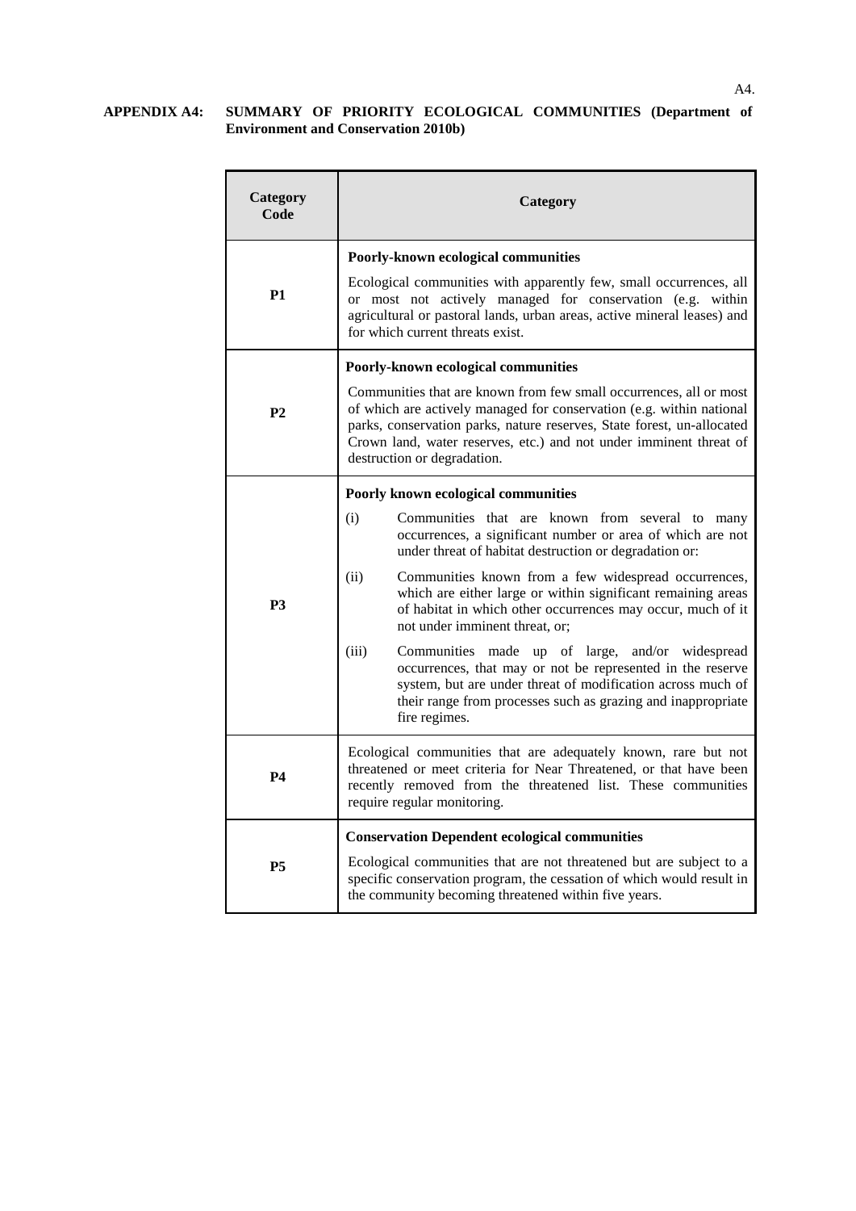## APPENDIX A4: SUMMARY OF PRIORITY ECOLOGICAL COMMUNITIES (Department of Environment and Conservation 2010b)

| Category Code | Category |
|---|---|
| **P1** | **Poorly-known ecological communities**<br><br>Ecological communities with apparently few, small occurrences, all or most not actively managed for conservation (e.g. within agricultural or pastoral lands, urban areas, active mineral leases) and for which current threats exist. |
| **P2** | **Poorly-known ecological communities**<br><br>Communities that are known from few small occurrences, all or most of which are actively managed for conservation (e.g. within national parks, conservation parks, nature reserves, State forest, un-allocated Crown land, water reserves, etc.) and not under imminent threat of destruction or degradation. |
| **P3** | **Poorly known ecological communities**<br><br>(i) Communities that are known from several to many occurrences, a significant number or area of which are not under threat of habitat destruction or degradation or:<br><br>(ii) Communities known from a few widespread occurrences, which are either large or within significant remaining areas of habitat in which other occurrences may occur, much of it not under imminent threat, or;<br><br>(iii) Communities made up of large, and/or widespread occurrences, that may or not be represented in the reserve system, but are under threat of modification across much of their range from processes such as grazing and inappropriate fire regimes. |
| **P4** | Ecological communities that are adequately known, rare but not threatened or meet criteria for Near Threatened, or that have been recently removed from the threatened list. These communities require regular monitoring. |
| **P5** | **Conservation Dependent ecological communities**<br><br>Ecological communities that are not threatened but are subject to a specific conservation program, the cessation of which would result in the community becoming threatened within five years. |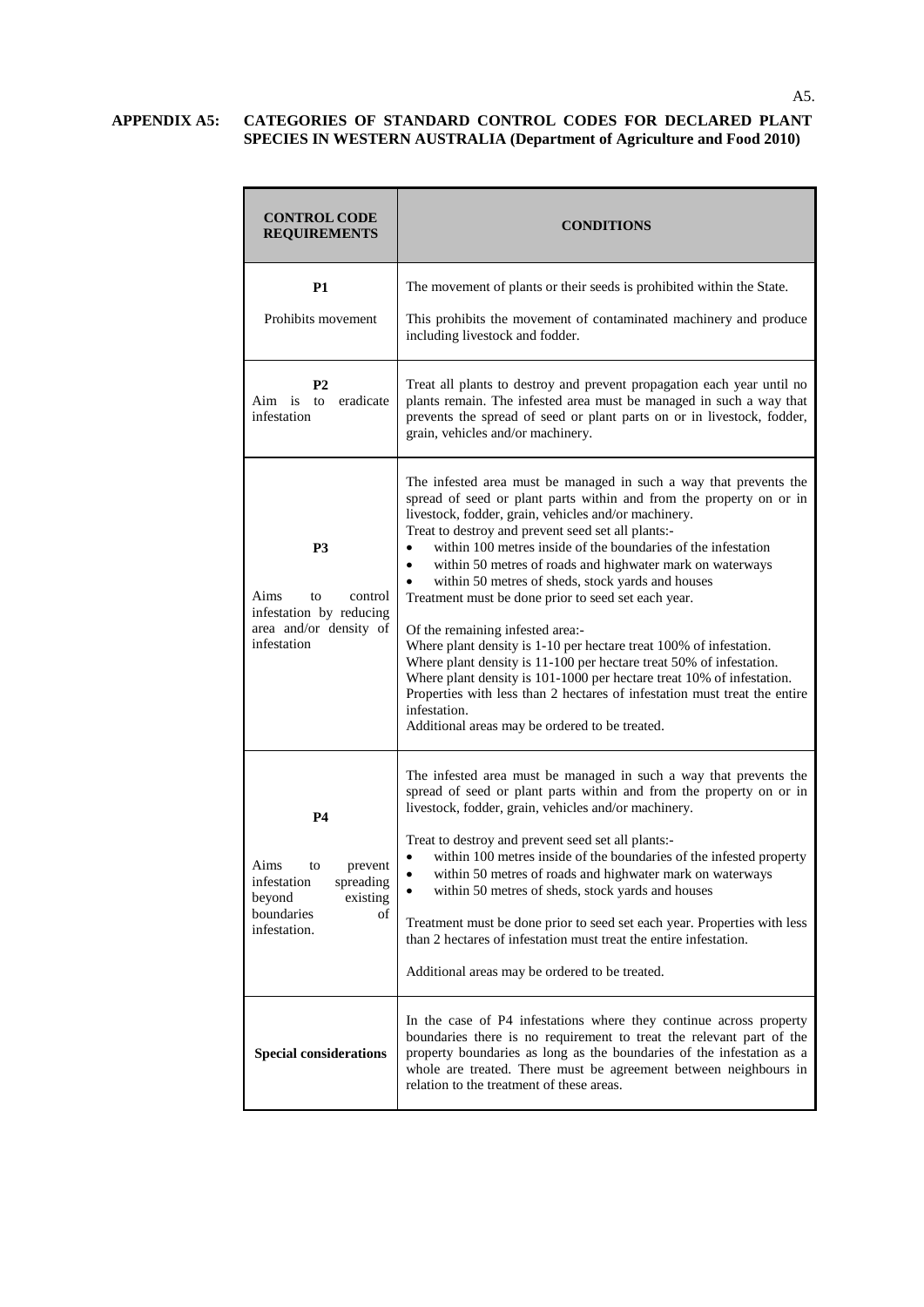## APPENDIX A5: CATEGORIES OF STANDARD CONTROL CODES FOR DECLARED PLANT SPECIES IN WESTERN AUSTRALIA (Department of Agriculture and Food 2010)

| CONTROL CODE REQUIREMENTS | CONDITIONS |
|---|---|
| **P1**<br><br>Prohibits movement | The movement of plants or their seeds is prohibited within the State.<br><br>This prohibits the movement of contaminated machinery and produce including livestock and fodder. |
| **P2**<br>Aim is to eradicate infestation | Treat all plants to destroy and prevent propagation each year until no plants remain. The infested area must be managed in such a way that prevents the spread of seed or plant parts on or in livestock, fodder, grain, vehicles and/or machinery. |
| **P3**<br><br>Aims to control infestation by reducing area and/or density of infestation | The infested area must be managed in such a way that prevents the spread of seed or plant parts within and from the property on or in livestock, fodder, grain, vehicles and/or machinery.<br>Treat to destroy and prevent seed set all plants:-<br>• within 100 metres inside of the boundaries of the infestation<br>• within 50 metres of roads and highwater mark on waterways<br>• within 50 metres of sheds, stock yards and houses<br>Treatment must be done prior to seed set each year.<br><br>Of the remaining infested area:-<br>Where plant density is 1-10 per hectare treat 100% of infestation.<br>Where plant density is 11-100 per hectare treat 50% of infestation.<br>Where plant density is 101-1000 per hectare treat 10% of infestation.<br>Properties with less than 2 hectares of infestation must treat the entire infestation.<br>Additional areas may be ordered to be treated. |
| **P4**<br><br>Aims to prevent infestation spreading beyond existing boundaries of infestation. | The infested area must be managed in such a way that prevents the spread of seed or plant parts within and from the property on or in livestock, fodder, grain, vehicles and/or machinery.<br><br>Treat to destroy and prevent seed set all plants:-<br>• within 100 metres inside of the boundaries of the infested property<br>• within 50 metres of roads and highwater mark on waterways<br>• within 50 metres of sheds, stock yards and houses<br><br>Treatment must be done prior to seed set each year. Properties with less than 2 hectares of infestation must treat the entire infestation.<br><br>Additional areas may be ordered to be treated. |
| **Special considerations** | In the case of P4 infestations where they continue across property boundaries there is no requirement to treat the relevant part of the property boundaries as long as the boundaries of the infestation as a whole are treated. There must be agreement between neighbours in relation to the treatment of these areas. |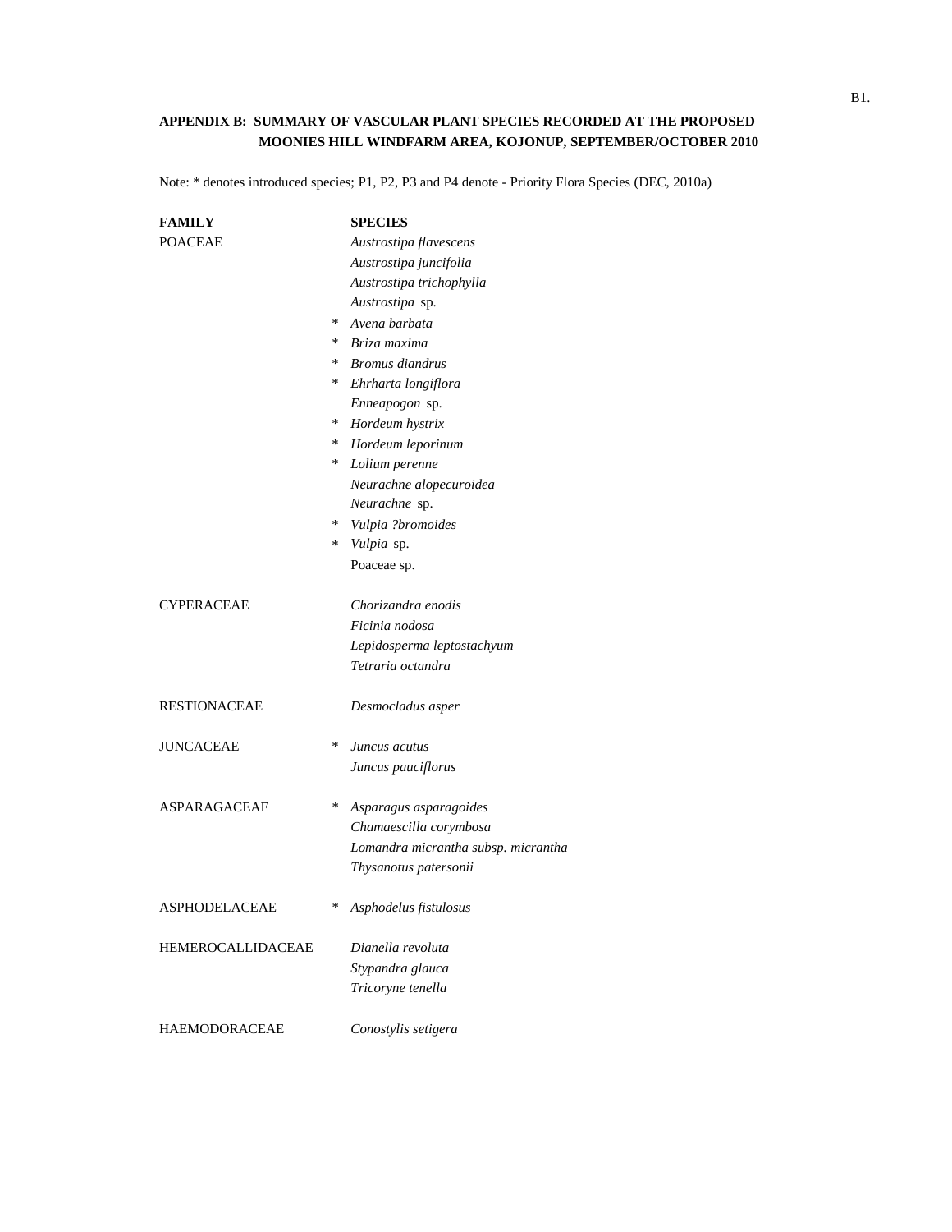**APPENDIX B: SUMMARY OF VASCULAR PLANT SPECIES RECORDED AT THE PROPOSED MOONIES HILL WINDFARM AREA, KOJONUP, SEPTEMBER/OCTOBER 2010**

Note: * denotes introduced species; P1, P2, P3 and P4 denote - Priority Flora Species (DEC, 2010a)

| FAMILY | | SPECIES |
|---|---|---|
| POACEAE | | *Austrostipa flavescens* |
| | | *Austrostipa juncifolia* |
| | | *Austrostipa trichophylla* |
| | | *Austrostipa* sp. |
| | * | *Avena barbata* |
| | * | *Briza maxima* |
| | * | *Bromus diandrus* |
| | * | *Ehrharta longiflora* |
| | | *Enneapogon* sp. |
| | * | *Hordeum hystrix* |
| | * | *Hordeum leporinum* |
| | * | *Lolium perenne* |
| | | *Neurachne alopecuroidea* |
| | | *Neurachne* sp. |
| | * | *Vulpia ?bromoides* |
| | * | *Vulpia* sp. |
| | | Poaceae sp. |
| | | |
| CYPERACEAE | | *Chorizandra enodis* |
| | | *Ficinia nodosa* |
| | | *Lepidosperma leptostachyum* |
| | | *Tetraria octandra* |
| | | |
| RESTIONACEAE | | *Desmocladus asper* |
| | | |
| JUNCACEAE | * | *Juncus acutus* |
| | | *Juncus pauciflorus* |
| | | |
| ASPARAGACEAE | * | *Asparagus asparagoides* |
| | | *Chamaescilla corymbosa* |
| | | *Lomandra micrantha subsp. micrantha* |
| | | *Thysanotus patersonii* |
| | | |
| ASPHODELACEAE | * | *Asphodelus fistulosus* |
| | | |
| HEMEROCALLIDACEAE | | *Dianella revoluta* |
| | | *Stypandra glauca* |
| | | *Tricoryne tenella* |
| | | |
| HAEMODORACEAE | | *Conostylis setigera* |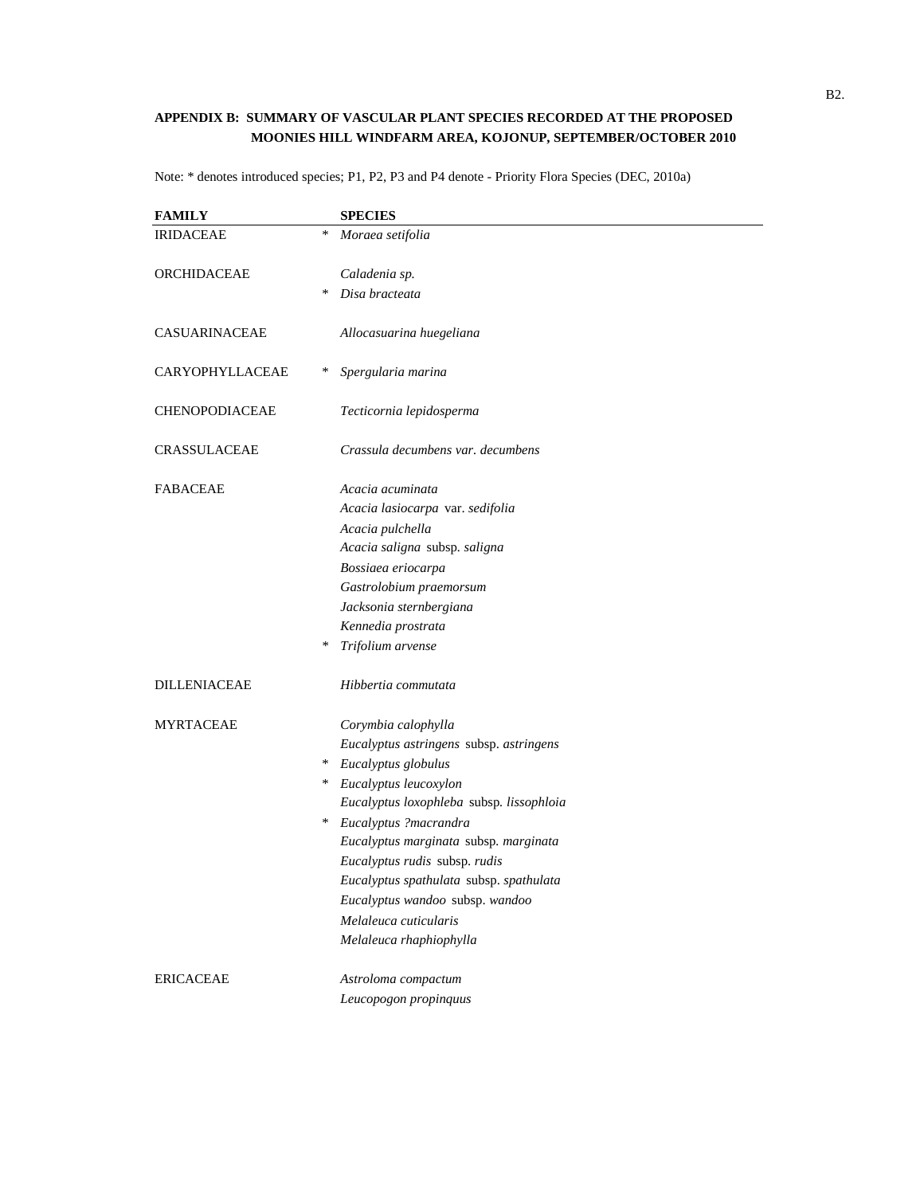**APPENDIX B: SUMMARY OF VASCULAR PLANT SPECIES RECORDED AT THE PROPOSED MOONIES HILL WINDFARM AREA, KOJONUP, SEPTEMBER/OCTOBER 2010**

Note: * denotes introduced species; P1, P2, P3 and P4 denote - Priority Flora Species (DEC, 2010a)

| FAMILY | | SPECIES |
|---|---|---|
| IRIDACEAE | * | *Moraea setifolia* |
| | | |
| ORCHIDACEAE | | *Caladenia sp.* |
| | * | *Disa bracteata* |
| | | |
| CASUARINACEAE | | *Allocasuarina huegeliana* |
| | | |
| CARYOPHYLLACEAE | * | *Spergularia marina* |
| | | |
| CHENOPODIACEAE | | *Tecticornia lepidosperma* |
| | | |
| CRASSULACEAE | | *Crassula decumbens var. decumbens* |
| | | |
| FABACEAE | | *Acacia acuminata* |
| | | *Acacia lasiocarpa* var. *sedifolia* |
| | | *Acacia pulchella* |
| | | *Acacia saligna* subsp. *saligna* |
| | | *Bossiaea eriocarpa* |
| | | *Gastrolobium praemorsum* |
| | | *Jacksonia sternbergiana* |
| | | *Kennedia prostrata* |
| | * | *Trifolium arvense* |
| | | |
| DILLENIACEAE | | *Hibbertia commutata* |
| | | |
| MYRTACEAE | | *Corymbia calophylla* |
| | | *Eucalyptus astringens* subsp. *astringens* |
| | * | *Eucalyptus globulus* |
| | * | *Eucalyptus leucoxylon* |
| | | *Eucalyptus loxophleba* subsp. *lissophloia* |
| | * | *Eucalyptus ?macrandra* |
| | | *Eucalyptus marginata* subsp. *marginata* |
| | | *Eucalyptus rudis* subsp. *rudis* |
| | | *Eucalyptus spathulata* subsp. *spathulata* |
| | | *Eucalyptus wandoo* subsp. *wandoo* |
| | | *Melaleuca cuticularis* |
| | | *Melaleuca rhaphiophylla* |
| | | |
| ERICACEAE | | *Astroloma compactum* |
| | | *Leucopogon propinquus* |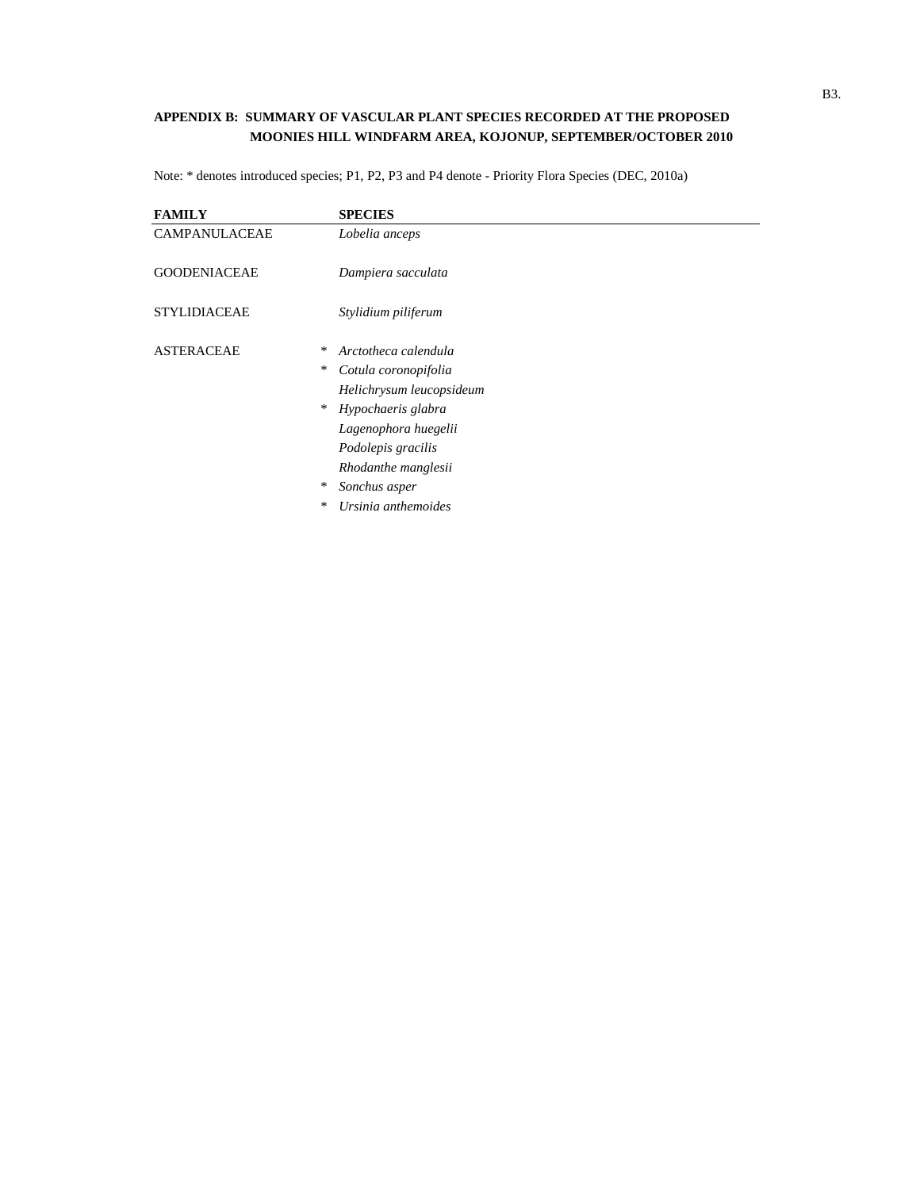**APPENDIX B: SUMMARY OF VASCULAR PLANT SPECIES RECORDED AT THE PROPOSED MOONIES HILL WINDFARM AREA, KOJONUP, SEPTEMBER/OCTOBER 2010**

Note: * denotes introduced species; P1, P2, P3 and P4 denote - Priority Flora Species (DEC, 2010a)

| FAMILY | | SPECIES |
|---|---|---|
| CAMPANULACEAE | | *Lobelia anceps* |
| GOODENIACEAE | | *Dampiera sacculata* |
| STYLIDIACEAE | | *Stylidium piliferum* |
| ASTERACEAE | * | *Arctotheca calendula* |
| | * | *Cotula coronopifolia* |
| | | *Helichrysum leucopsideum* |
| | * | *Hypochaeris glabra* |
| | | *Lagenophora huegelii* |
| | | *Podolepis gracilis* |
| | | *Rhodanthe manglesii* |
| | * | *Sonchus asper* |
| | * | *Ursinia anthemoides* |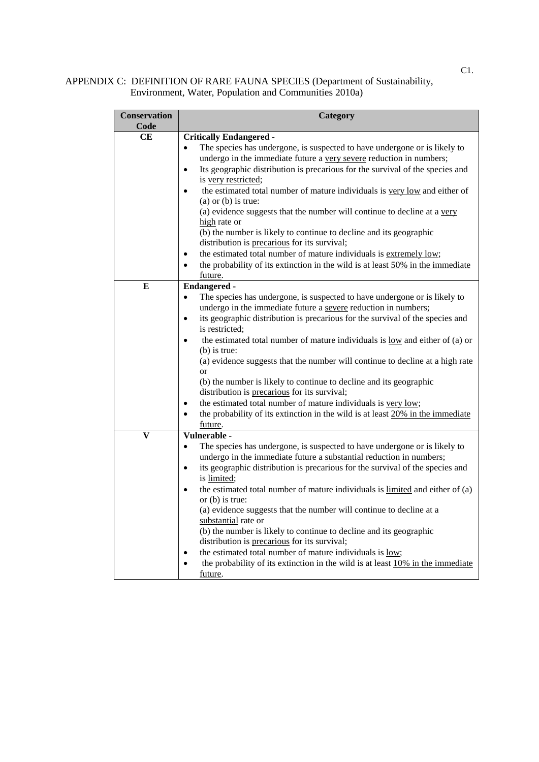APPENDIX C: DEFINITION OF RARE FAUNA SPECIES (Department of Sustainability, Environment, Water, Population and Communities 2010a)

| Conservation Code | Category |
|---|---|
| **CE** | **Critically Endangered -**<br>• The species has undergone, is suspected to have undergone or is likely to undergo in the immediate future a <u>very severe</u> reduction in numbers;<br>• Its geographic distribution is precarious for the survival of the species and is <u>very restricted</u>;<br>• the estimated total number of mature individuals is <u>very low</u> and either of (a) or (b) is true:<br>(a) evidence suggests that the number will continue to decline at a <u>very high</u> rate or<br>(b) the number is likely to continue to decline and its geographic distribution is <u>precarious</u> for its survival;<br>• the estimated total number of mature individuals is <u>extremely low</u>;<br>• the probability of its extinction in the wild is at least <u>50% in the immediate future</u>. |
| **E** | **Endangered -**<br>• The species has undergone, is suspected to have undergone or is likely to undergo in the immediate future a <u>severe</u> reduction in numbers;<br>• its geographic distribution is precarious for the survival of the species and is <u>restricted</u>;<br>• the estimated total number of mature individuals is <u>low</u> and either of (a) or (b) is true:<br>(a) evidence suggests that the number will continue to decline at a <u>high</u> rate or<br>(b) the number is likely to continue to decline and its geographic distribution is <u>precarious</u> for its survival;<br>• the estimated total number of mature individuals is <u>very low</u>;<br>• the probability of its extinction in the wild is at least <u>20% in the immediate future</u>. |
| **V** | **Vulnerable -**<br>• The species has undergone, is suspected to have undergone or is likely to undergo in the immediate future a <u>substantial</u> reduction in numbers;<br>• its geographic distribution is precarious for the survival of the species and is <u>limited</u>;<br>• the estimated total number of mature individuals is <u>limited</u> and either of (a) or (b) is true:<br>(a) evidence suggests that the number will continue to decline at a <u>substantial</u> rate or<br>(b) the number is likely to continue to decline and its geographic distribution is <u>precarious</u> for its survival;<br>• the estimated total number of mature individuals is <u>low</u>;<br>• the probability of its extinction in the wild is at least <u>10% in the immediate future</u>. |